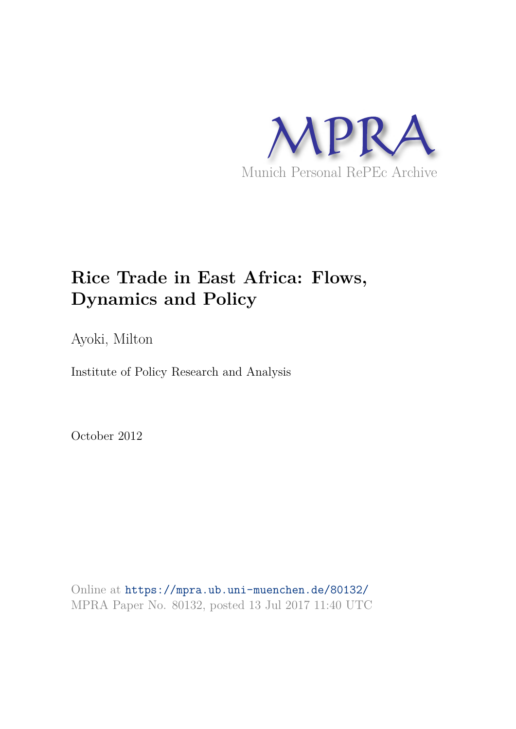MPRA

Munich Personal RePEc Archive

# Rice Trade in East Africa: Flows, Dynamics and Policy

Ayoki, Milton

Institute of Policy Research and Analysis

October 2012

Online at https://mpra.ub.uni-muenchen.de/80132/
MPRA Paper No. 80132, posted 13 Jul 2017 11:40 UTC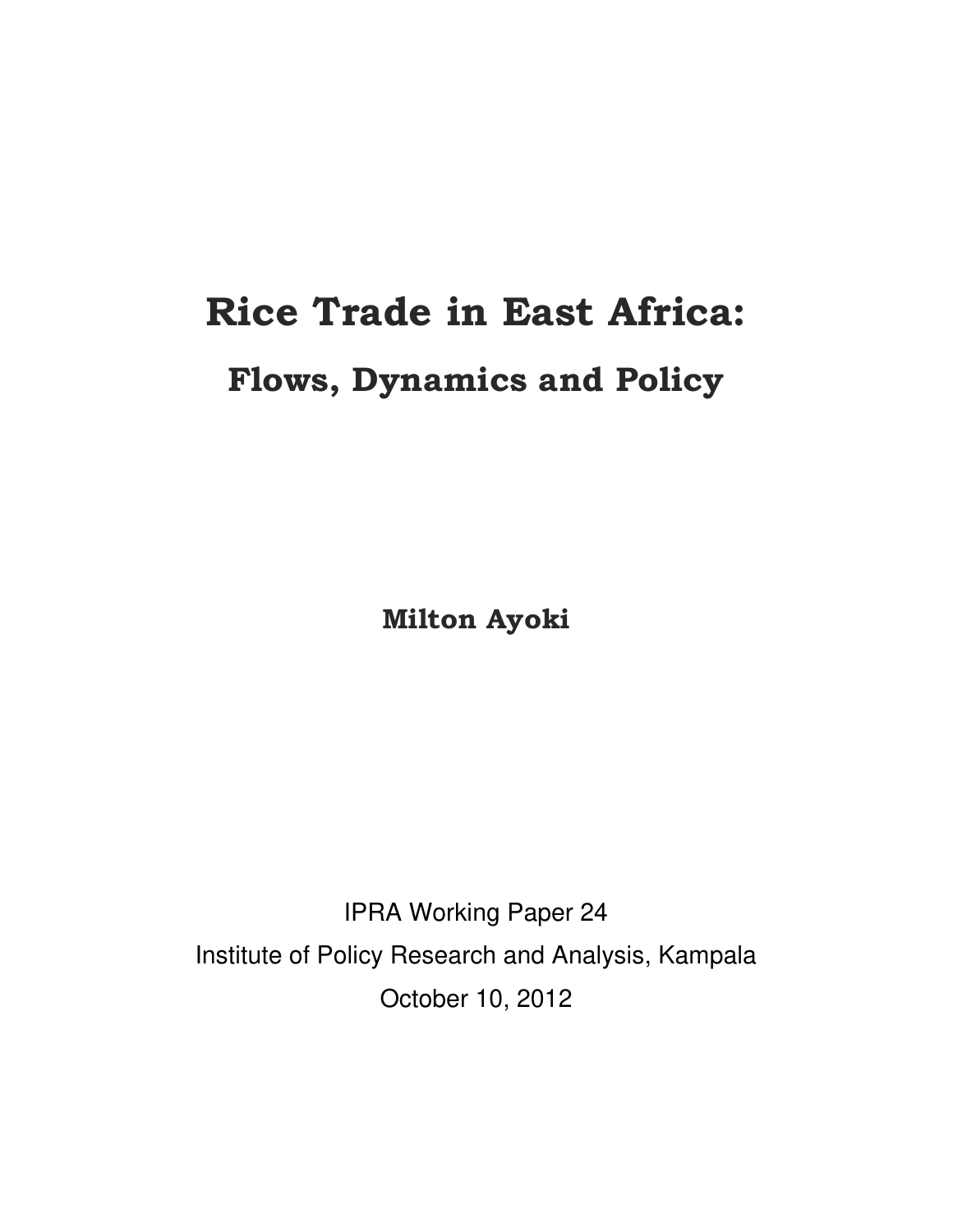# Rice Trade in East Africa:

## Flows, Dynamics and Policy

**Milton Ayoki**

IPRA Working Paper 24

Institute of Policy Research and Analysis, Kampala

October 10, 2012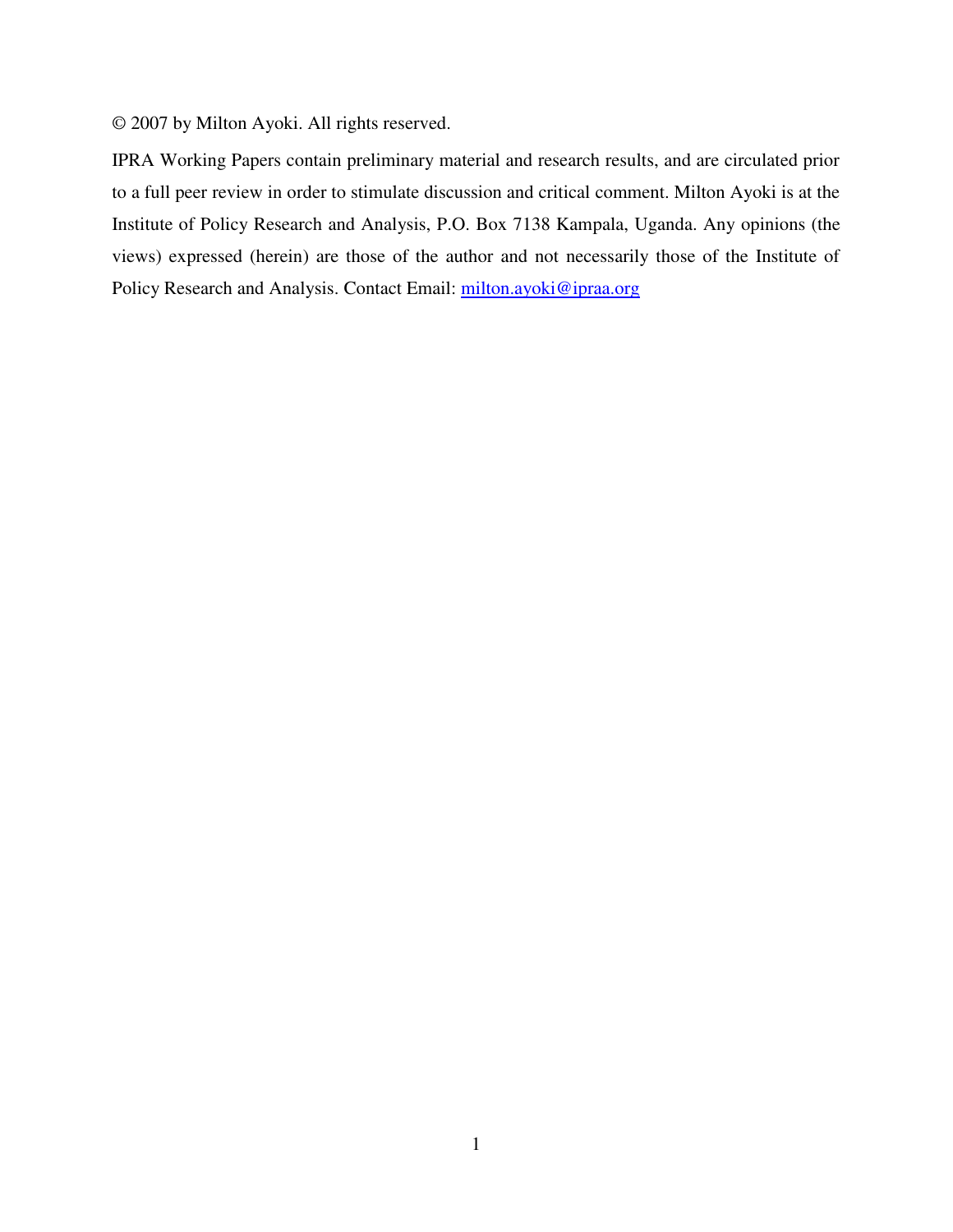© 2007 by Milton Ayoki. All rights reserved.

IPRA Working Papers contain preliminary material and research results, and are circulated prior to a full peer review in order to stimulate discussion and critical comment. Milton Ayoki is at the Institute of Policy Research and Analysis, P.O. Box 7138 Kampala, Uganda. Any opinions (the views) expressed (herein) are those of the author and not necessarily those of the Institute of Policy Research and Analysis. Contact Email: milton.ayoki@ipraa.org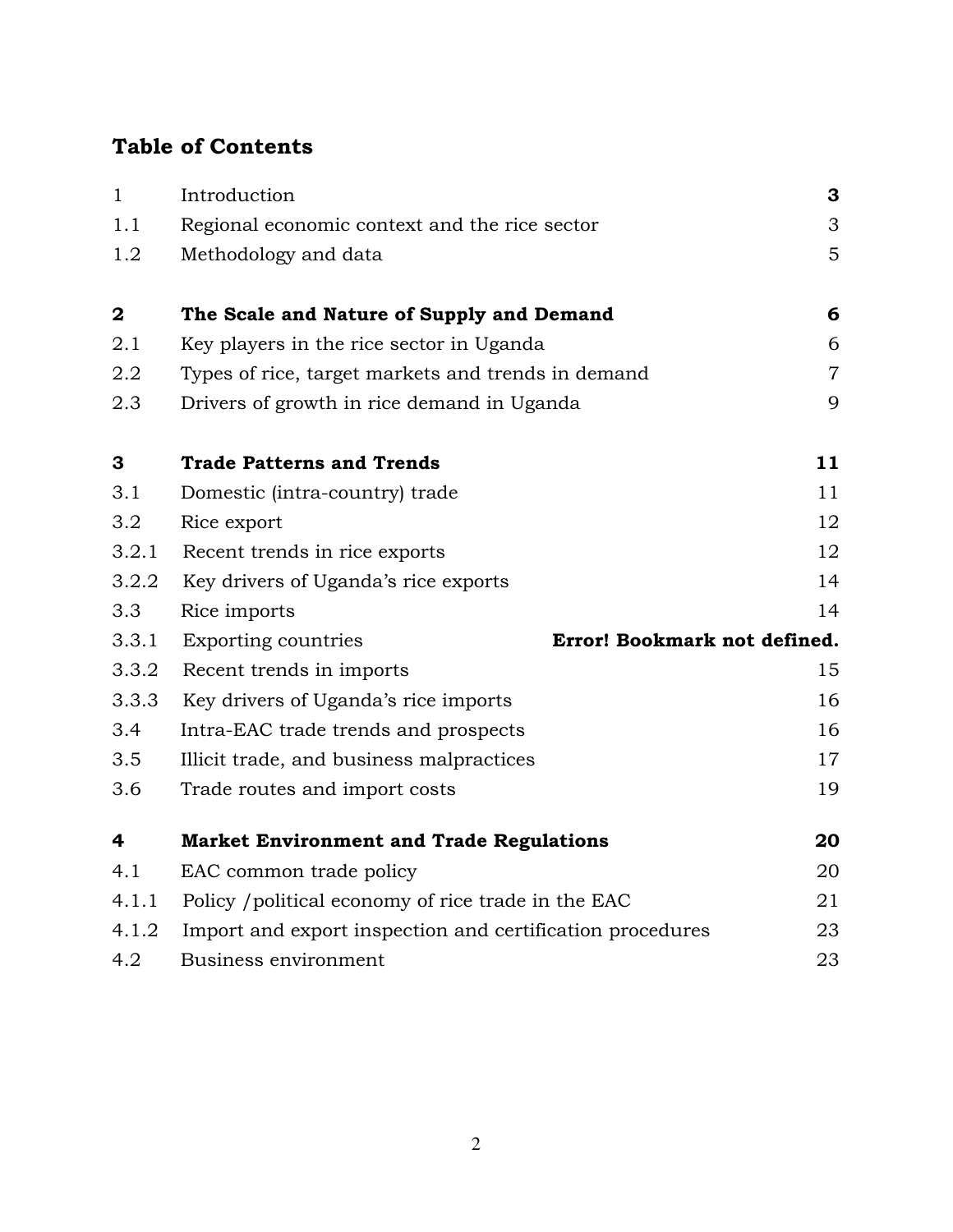# Table of Contents

| | | |
|---|---|---|
| 1 | Introduction | **3** |
| 1.1 | Regional economic context and the rice sector | 3 |
| 1.2 | Methodology and data | 5 |
| **2** | **The Scale and Nature of Supply and Demand** | **6** |
| 2.1 | Key players in the rice sector in Uganda | 6 |
| 2.2 | Types of rice, target markets and trends in demand | 7 |
| 2.3 | Drivers of growth in rice demand in Uganda | 9 |
| **3** | **Trade Patterns and Trends** | **11** |
| 3.1 | Domestic (intra-country) trade | 11 |
| 3.2 | Rice export | 12 |
| 3.2.1 | Recent trends in rice exports | 12 |
| 3.2.2 | Key drivers of Uganda's rice exports | 14 |
| 3.3 | Rice imports | 14 |
| 3.3.1 | Exporting countries | **Error! Bookmark not defined.** |
| 3.3.2 | Recent trends in imports | 15 |
| 3.3.3 | Key drivers of Uganda's rice imports | 16 |
| 3.4 | Intra-EAC trade trends and prospects | 16 |
| 3.5 | Illicit trade, and business malpractices | 17 |
| 3.6 | Trade routes and import costs | 19 |
| **4** | **Market Environment and Trade Regulations** | **20** |
| 4.1 | EAC common trade policy | 20 |
| 4.1.1 | Policy /political economy of rice trade in the EAC | 21 |
| 4.1.2 | Import and export inspection and certification procedures | 23 |
| 4.2 | Business environment | 23 |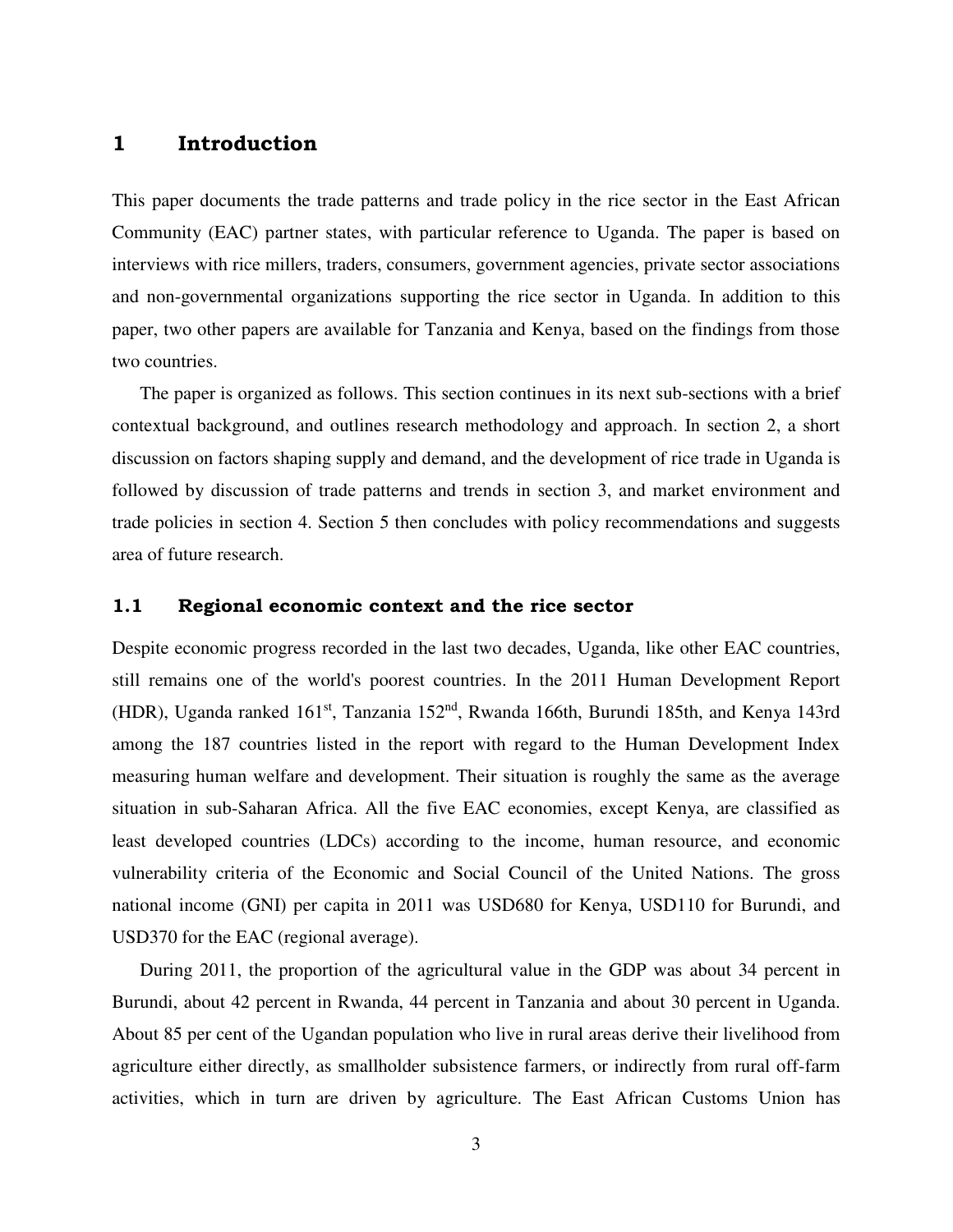# 1 Introduction

This paper documents the trade patterns and trade policy in the rice sector in the East African Community (EAC) partner states, with particular reference to Uganda. The paper is based on interviews with rice millers, traders, consumers, government agencies, private sector associations and non-governmental organizations supporting the rice sector in Uganda. In addition to this paper, two other papers are available for Tanzania and Kenya, based on the findings from those two countries.

The paper is organized as follows. This section continues in its next sub-sections with a brief contextual background, and outlines research methodology and approach. In section 2, a short discussion on factors shaping supply and demand, and the development of rice trade in Uganda is followed by discussion of trade patterns and trends in section 3, and market environment and trade policies in section 4. Section 5 then concludes with policy recommendations and suggests area of future research.

## 1.1 Regional economic context and the rice sector

Despite economic progress recorded in the last two decades, Uganda, like other EAC countries, still remains one of the world's poorest countries. In the 2011 Human Development Report (HDR), Uganda ranked 161st, Tanzania 152nd, Rwanda 166th, Burundi 185th, and Kenya 143rd among the 187 countries listed in the report with regard to the Human Development Index measuring human welfare and development. Their situation is roughly the same as the average situation in sub-Saharan Africa. All the five EAC economies, except Kenya, are classified as least developed countries (LDCs) according to the income, human resource, and economic vulnerability criteria of the Economic and Social Council of the United Nations. The gross national income (GNI) per capita in 2011 was USD680 for Kenya, USD110 for Burundi, and USD370 for the EAC (regional average).

During 2011, the proportion of the agricultural value in the GDP was about 34 percent in Burundi, about 42 percent in Rwanda, 44 percent in Tanzania and about 30 percent in Uganda. About 85 per cent of the Ugandan population who live in rural areas derive their livelihood from agriculture either directly, as smallholder subsistence farmers, or indirectly from rural off-farm activities, which in turn are driven by agriculture. The East African Customs Union has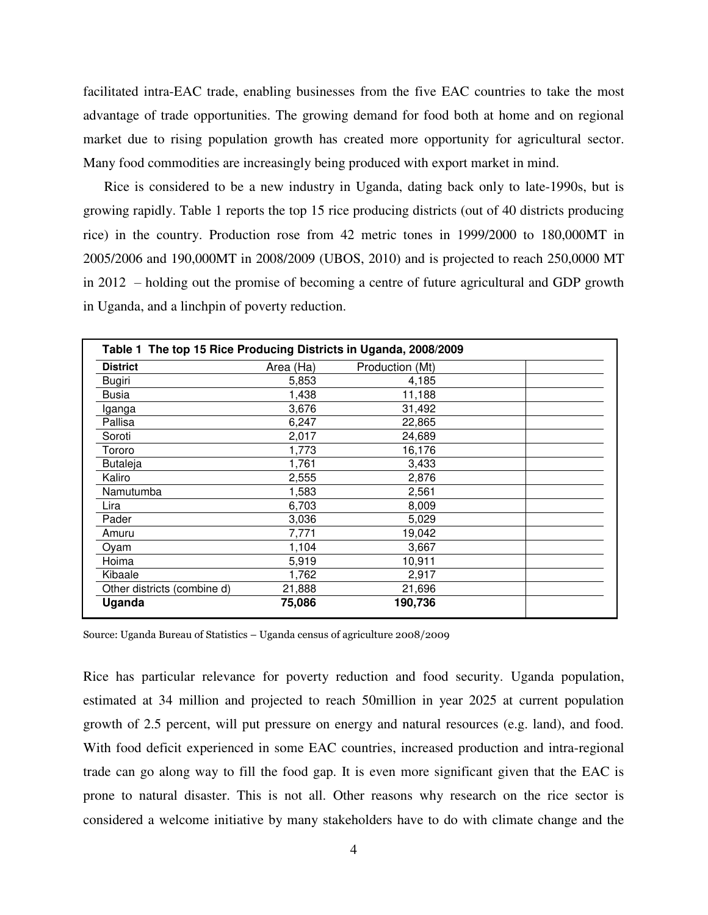facilitated intra-EAC trade, enabling businesses from the five EAC countries to take the most advantage of trade opportunities. The growing demand for food both at home and on regional market due to rising population growth has created more opportunity for agricultural sector. Many food commodities are increasingly being produced with export market in mind.

Rice is considered to be a new industry in Uganda, dating back only to late-1990s, but is growing rapidly. Table 1 reports the top 15 rice producing districts (out of 40 districts producing rice) in the country. Production rose from 42 metric tones in 1999/2000 to 180,000MT in 2005/2006 and 190,000MT in 2008/2009 (UBOS, 2010) and is projected to reach 250,0000 MT in 2012 – holding out the promise of becoming a centre of future agricultural and GDP growth in Uganda, and a linchpin of poverty reduction.

**Table 1 The top 15 Rice Producing Districts in Uganda, 2008/2009**

| District | Area (Ha) | Production (Mt) | |
|---|---|---|---|
| Bugiri | 5,853 | 4,185 | |
| Busia | 1,438 | 11,188 | |
| Iganga | 3,676 | 31,492 | |
| Pallisa | 6,247 | 22,865 | |
| Soroti | 2,017 | 24,689 | |
| Tororo | 1,773 | 16,176 | |
| Butaleja | 1,761 | 3,433 | |
| Kaliro | 2,555 | 2,876 | |
| Namutumba | 1,583 | 2,561 | |
| Lira | 6,703 | 8,009 | |
| Pader | 3,036 | 5,029 | |
| Amuru | 7,771 | 19,042 | |
| Oyam | 1,104 | 3,667 | |
| Hoima | 5,919 | 10,911 | |
| Kibaale | 1,762 | 2,917 | |
| Other districts (combine d) | 21,888 | 21,696 | |
| **Uganda** | **75,086** | **190,736** | |

Source: Uganda Bureau of Statistics – Uganda census of agriculture 2008/2009

Rice has particular relevance for poverty reduction and food security. Uganda population, estimated at 34 million and projected to reach 50million in year 2025 at current population growth of 2.5 percent, will put pressure on energy and natural resources (e.g. land), and food. With food deficit experienced in some EAC countries, increased production and intra-regional trade can go along way to fill the food gap. It is even more significant given that the EAC is prone to natural disaster. This is not all. Other reasons why research on the rice sector is considered a welcome initiative by many stakeholders have to do with climate change and the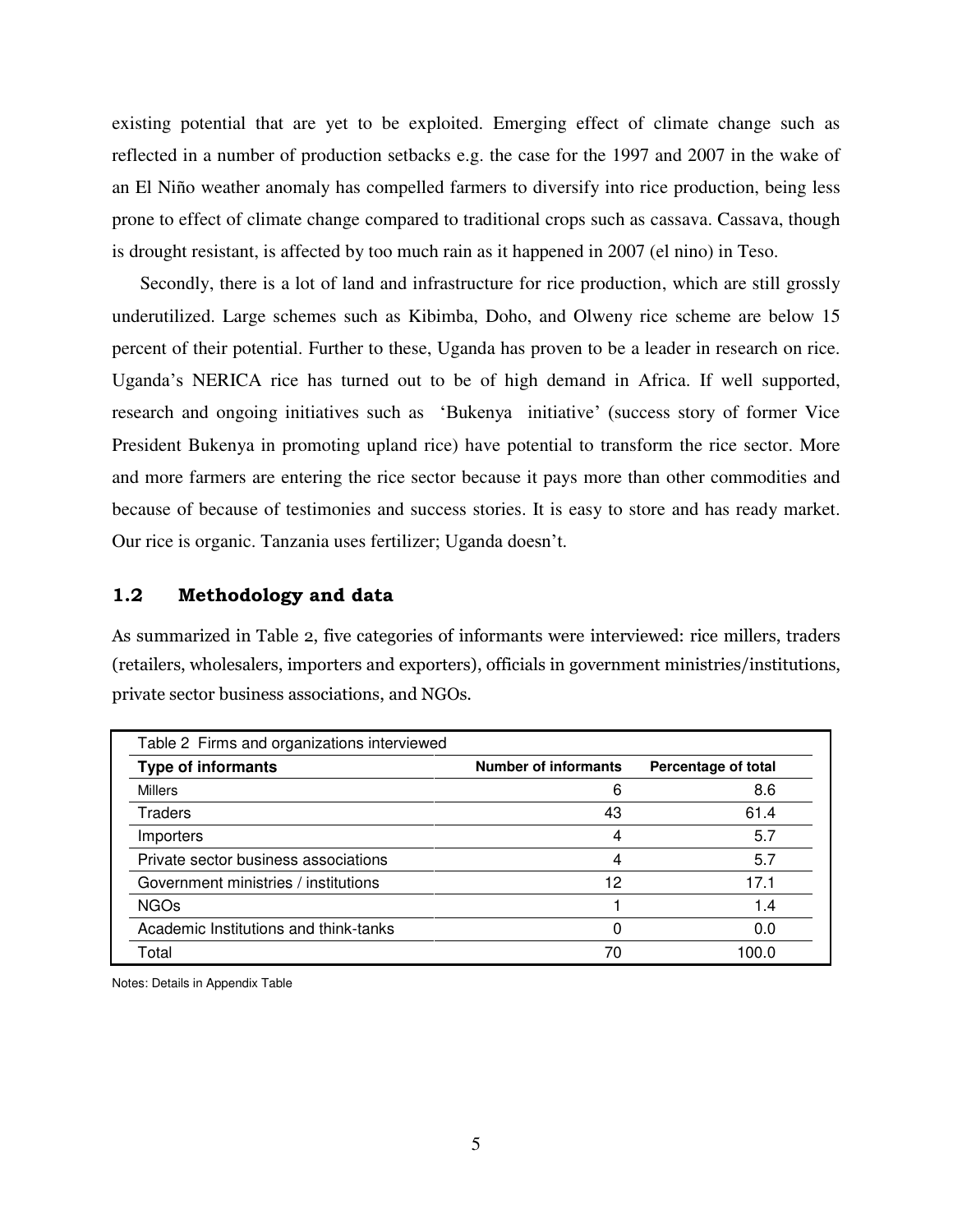existing potential that are yet to be exploited. Emerging effect of climate change such as reflected in a number of production setbacks e.g. the case for the 1997 and 2007 in the wake of an El Niño weather anomaly has compelled farmers to diversify into rice production, being less prone to effect of climate change compared to traditional crops such as cassava. Cassava, though is drought resistant, is affected by too much rain as it happened in 2007 (el nino) in Teso.

Secondly, there is a lot of land and infrastructure for rice production, which are still grossly underutilized. Large schemes such as Kibimba, Doho, and Olweny rice scheme are below 15 percent of their potential. Further to these, Uganda has proven to be a leader in research on rice. Uganda's NERICA rice has turned out to be of high demand in Africa. If well supported, research and ongoing initiatives such as 'Bukenya initiative' (success story of former Vice President Bukenya in promoting upland rice) have potential to transform the rice sector. More and more farmers are entering the rice sector because it pays more than other commodities and because of because of testimonies and success stories. It is easy to store and has ready market. Our rice is organic. Tanzania uses fertilizer; Uganda doesn't.

## 1.2 Methodology and data

As summarized in Table 2, five categories of informants were interviewed: rice millers, traders (retailers, wholesalers, importers and exporters), officials in government ministries/institutions, private sector business associations, and NGOs.

Table 2 Firms and organizations interviewed

| Type of informants | Number of informants | Percentage of total |
|---|---|---|
| Millers | 6 | 8.6 |
| Traders | 43 | 61.4 |
| Importers | 4 | 5.7 |
| Private sector business associations | 4 | 5.7 |
| Government ministries / institutions | 12 | 17.1 |
| NGOs | 1 | 1.4 |
| Academic Institutions and think-tanks | 0 | 0.0 |
| Total | 70 | 100.0 |

Notes: Details in Appendix Table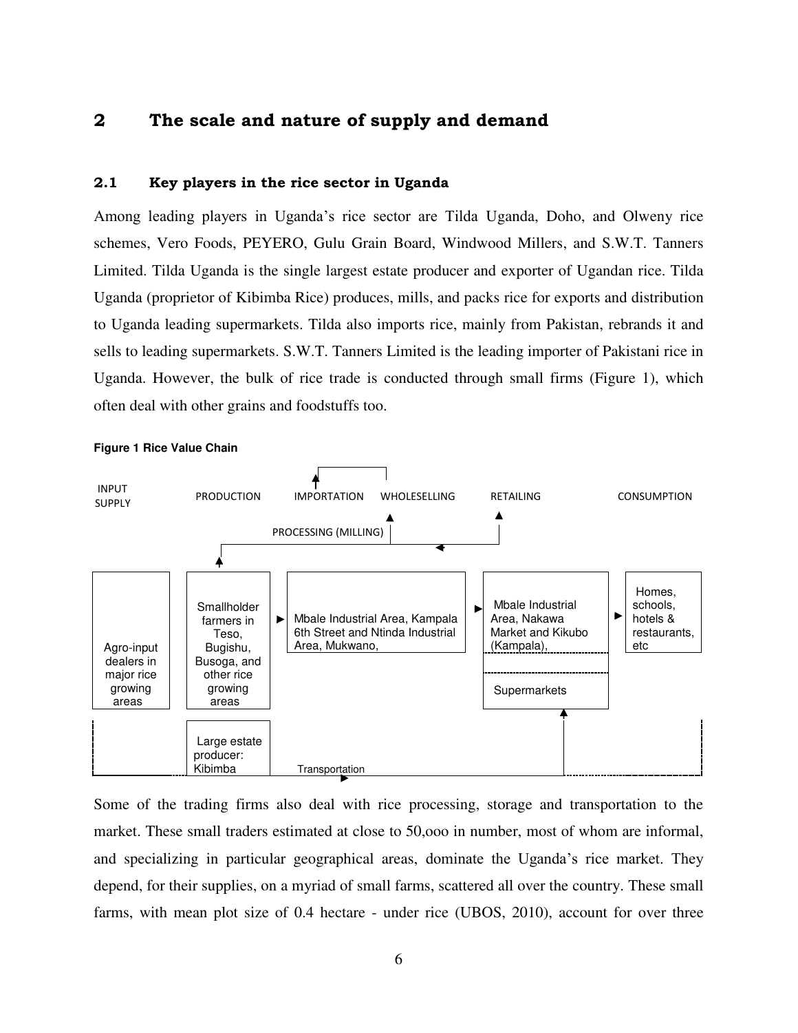## 2 The scale and nature of supply and demand

### 2.1 Key players in the rice sector in Uganda

Among leading players in Uganda's rice sector are Tilda Uganda, Doho, and Olweny rice schemes, Vero Foods, PEYERO, Gulu Grain Board, Windwood Millers, and S.W.T. Tanners Limited. Tilda Uganda is the single largest estate producer and exporter of Ugandan rice. Tilda Uganda (proprietor of Kibimba Rice) produces, mills, and packs rice for exports and distribution to Uganda leading supermarkets. Tilda also imports rice, mainly from Pakistan, rebrands it and sells to leading supermarkets. S.W.T. Tanners Limited is the leading importer of Pakistani rice in Uganda. However, the bulk of rice trade is conducted through small firms (Figure 1), which often deal with other grains and foodstuffs too.

**Figure 1 Rice Value Chain**

| INPUT SUPPLY | PRODUCTION | IMPORTATION / PROCESSING (MILLING) / WHOLESELLING | RETAILING | CONSUMPTION |
|---|---|---|---|---|
| Agro-input dealers in major rice growing areas | Smallholder farmers in Teso, Bugishu, Busoga, and other rice growing areas ► | Mbale Industrial Area, Kampala 6th Street and Ntinda Industrial Area, Mukwano, ► | Mbale Industrial Area, Nakawa Market and Kikubo (Kampala), ► | Homes, schools, hotels & restaurants, etc |
| | | | Supermarkets | |
| | Large estate producer: Kibimba | Transportation ► | | |

Some of the trading firms also deal with rice processing, storage and transportation to the market. These small traders estimated at close to 50,ooo in number, most of whom are informal, and specializing in particular geographical areas, dominate the Uganda's rice market. They depend, for their supplies, on a myriad of small farms, scattered all over the country. These small farms, with mean plot size of 0.4 hectare - under rice (UBOS, 2010), account for over three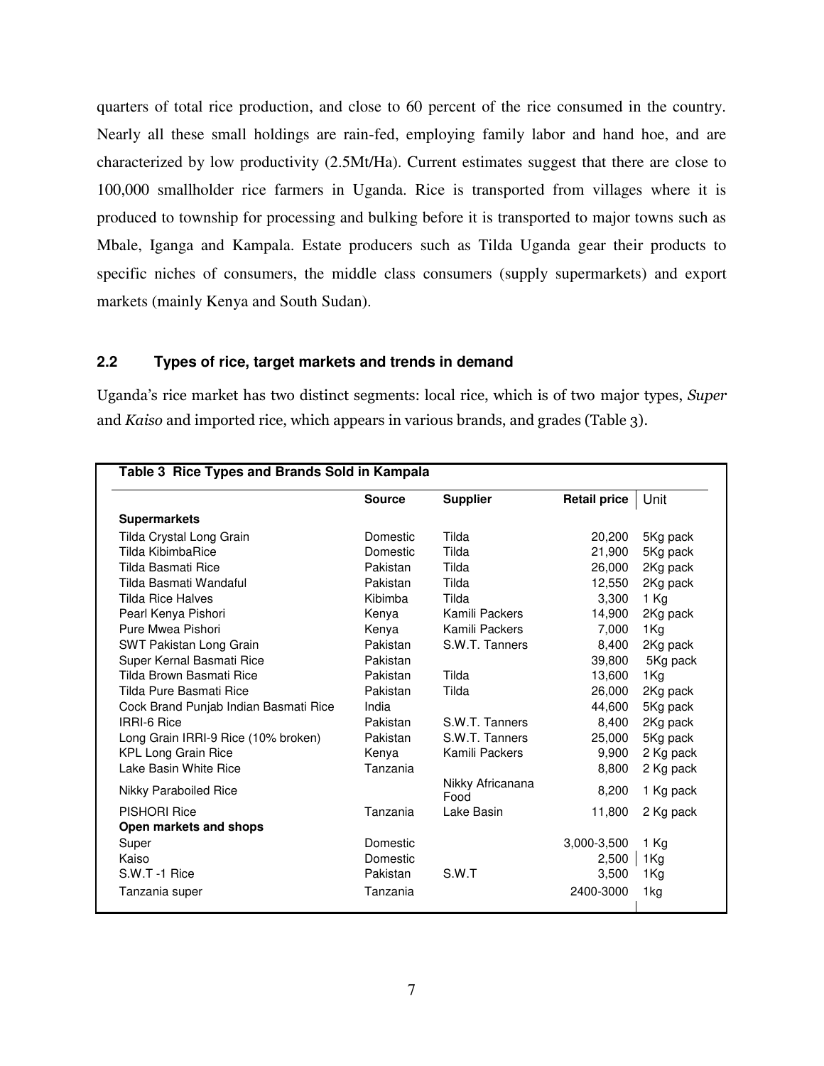quarters of total rice production, and close to 60 percent of the rice consumed in the country. Nearly all these small holdings are rain-fed, employing family labor and hand hoe, and are characterized by low productivity (2.5Mt/Ha). Current estimates suggest that there are close to 100,000 smallholder rice farmers in Uganda. Rice is transported from villages where it is produced to township for processing and bulking before it is transported to major towns such as Mbale, Iganga and Kampala. Estate producers such as Tilda Uganda gear their products to specific niches of consumers, the middle class consumers (supply supermarkets) and export markets (mainly Kenya and South Sudan).

### 2.2 Types of rice, target markets and trends in demand

Uganda's rice market has two distinct segments: local rice, which is of two major types, *Super* and *Kaiso* and imported rice, which appears in various brands, and grades (Table 3).

**Table 3 Rice Types and Brands Sold in Kampala**

| | Source | Supplier | Retail price | Unit |
|---|---|---|---|---|
| **Supermarkets** | | | | |
| Tilda Crystal Long Grain | Domestic | Tilda | 20,200 | 5Kg pack |
| Tilda KibimbaRice | Domestic | Tilda | 21,900 | 5Kg pack |
| Tilda Basmati Rice | Pakistan | Tilda | 26,000 | 2Kg pack |
| Tilda Basmati Wandaful | Pakistan | Tilda | 12,550 | 2Kg pack |
| Tilda Rice Halves | Kibimba | Tilda | 3,300 | 1 Kg |
| Pearl Kenya Pishori | Kenya | Kamili Packers | 14,900 | 2Kg pack |
| Pure Mwea Pishori | Kenya | Kamili Packers | 7,000 | 1Kg |
| SWT Pakistan Long Grain | Pakistan | S.W.T. Tanners | 8,400 | 2Kg pack |
| Super Kernal Basmati Rice | Pakistan | | 39,800 | 5Kg pack |
| Tilda Brown Basmati Rice | Pakistan | Tilda | 13,600 | 1Kg |
| Tilda Pure Basmati Rice | Pakistan | Tilda | 26,000 | 2Kg pack |
| Cock Brand Punjab Indian Basmati Rice | India | | 44,600 | 5Kg pack |
| IRRI-6 Rice | Pakistan | S.W.T. Tanners | 8,400 | 2Kg pack |
| Long Grain IRRI-9 Rice (10% broken) | Pakistan | S.W.T. Tanners | 25,000 | 5Kg pack |
| KPL Long Grain Rice | Kenya | Kamili Packers | 9,900 | 2 Kg pack |
| Lake Basin White Rice | Tanzania | | 8,800 | 2 Kg pack |
| Nikky Paraboiled Rice | | Nikky Africanana Food | 8,200 | 1 Kg pack |
| PISHORI Rice | Tanzania | Lake Basin | 11,800 | 2 Kg pack |
| **Open markets and shops** | | | | |
| Super | Domestic | | 3,000-3,500 | 1 Kg |
| Kaiso | Domestic | | 2,500 | 1Kg |
| S.W.T -1 Rice | Pakistan | S.W.T | 3,500 | 1Kg |
| Tanzania super | Tanzania | | 2400-3000 | 1kg |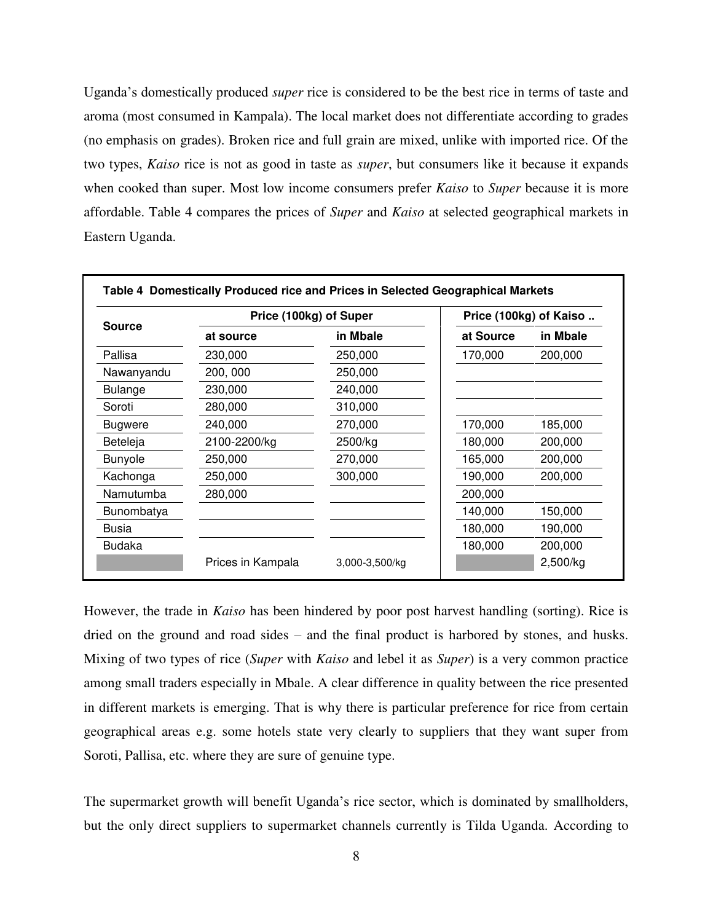Uganda's domestically produced *super* rice is considered to be the best rice in terms of taste and aroma (most consumed in Kampala). The local market does not differentiate according to grades (no emphasis on grades). Broken rice and full grain are mixed, unlike with imported rice. Of the two types, *Kaiso* rice is not as good in taste as *super*, but consumers like it because it expands when cooked than super. Most low income consumers prefer *Kaiso* to *Super* because it is more affordable. Table 4 compares the prices of *Super* and *Kaiso* at selected geographical markets in Eastern Uganda.

**Table 4 Domestically Produced rice and Prices in Selected Geographical Markets**

| Source | Price (100kg) of Super | | Price (100kg) of Kaiso .. | |
|---|---|---|---|---|
| | at source | in Mbale | at Source | in Mbale |
| Pallisa | 230,000 | 250,000 | 170,000 | 200,000 |
| Nawanyandu | 200, 000 | 250,000 | | |
| Bulange | 230,000 | 240,000 | | |
| Soroti | 280,000 | 310,000 | | |
| Bugwere | 240,000 | 270,000 | 170,000 | 185,000 |
| Beteleja | 2100-2200/kg | 2500/kg | 180,000 | 200,000 |
| Bunyole | 250,000 | 270,000 | 165,000 | 200,000 |
| Kachonga | 250,000 | 300,000 | 190,000 | 200,000 |
| Namutumba | 280,000 | | 200,000 | |
| Bunombatya | | | 140,000 | 150,000 |
| Busia | | | 180,000 | 190,000 |
| Budaka | | | 180,000 | 200,000 |
| | Prices in Kampala | 3,000-3,500/kg | | 2,500/kg |

However, the trade in *Kaiso* has been hindered by poor post harvest handling (sorting). Rice is dried on the ground and road sides – and the final product is harbored by stones, and husks. Mixing of two types of rice (*Super* with *Kaiso* and lebel it as *Super*) is a very common practice among small traders especially in Mbale. A clear difference in quality between the rice presented in different markets is emerging. That is why there is particular preference for rice from certain geographical areas e.g. some hotels state very clearly to suppliers that they want super from Soroti, Pallisa, etc. where they are sure of genuine type.

The supermarket growth will benefit Uganda's rice sector, which is dominated by smallholders, but the only direct suppliers to supermarket channels currently is Tilda Uganda. According to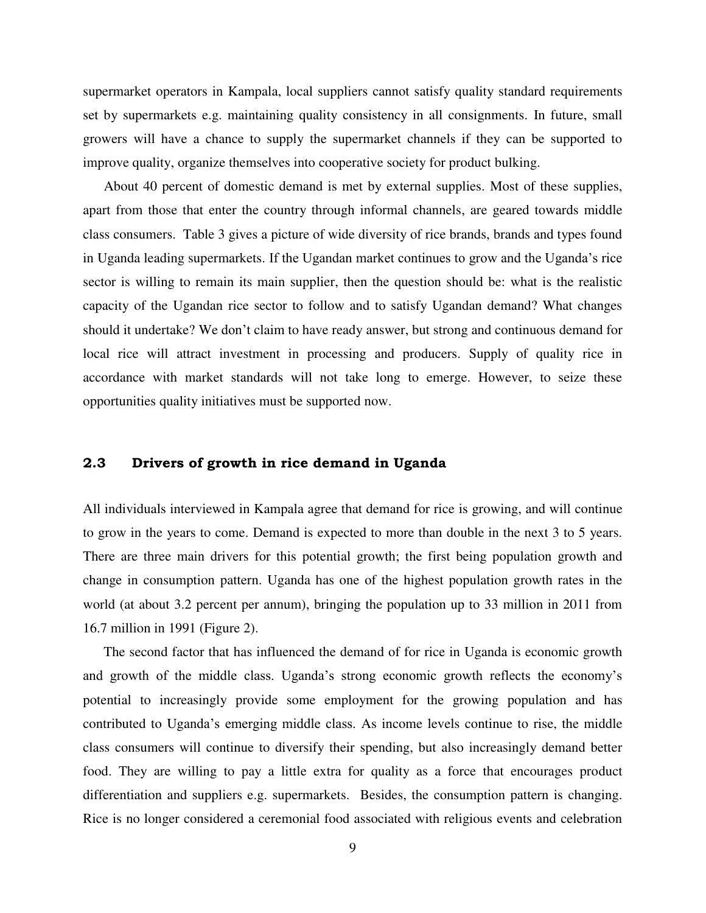supermarket operators in Kampala, local suppliers cannot satisfy quality standard requirements set by supermarkets e.g. maintaining quality consistency in all consignments. In future, small growers will have a chance to supply the supermarket channels if they can be supported to improve quality, organize themselves into cooperative society for product bulking.

About 40 percent of domestic demand is met by external supplies. Most of these supplies, apart from those that enter the country through informal channels, are geared towards middle class consumers. Table 3 gives a picture of wide diversity of rice brands, brands and types found in Uganda leading supermarkets. If the Ugandan market continues to grow and the Uganda's rice sector is willing to remain its main supplier, then the question should be: what is the realistic capacity of the Ugandan rice sector to follow and to satisfy Ugandan demand? What changes should it undertake? We don't claim to have ready answer, but strong and continuous demand for local rice will attract investment in processing and producers. Supply of quality rice in accordance with market standards will not take long to emerge. However, to seize these opportunities quality initiatives must be supported now.

### 2.3 Drivers of growth in rice demand in Uganda

All individuals interviewed in Kampala agree that demand for rice is growing, and will continue to grow in the years to come. Demand is expected to more than double in the next 3 to 5 years. There are three main drivers for this potential growth; the first being population growth and change in consumption pattern. Uganda has one of the highest population growth rates in the world (at about 3.2 percent per annum), bringing the population up to 33 million in 2011 from 16.7 million in 1991 (Figure 2).

The second factor that has influenced the demand of for rice in Uganda is economic growth and growth of the middle class. Uganda's strong economic growth reflects the economy's potential to increasingly provide some employment for the growing population and has contributed to Uganda's emerging middle class. As income levels continue to rise, the middle class consumers will continue to diversify their spending, but also increasingly demand better food. They are willing to pay a little extra for quality as a force that encourages product differentiation and suppliers e.g. supermarkets. Besides, the consumption pattern is changing. Rice is no longer considered a ceremonial food associated with religious events and celebration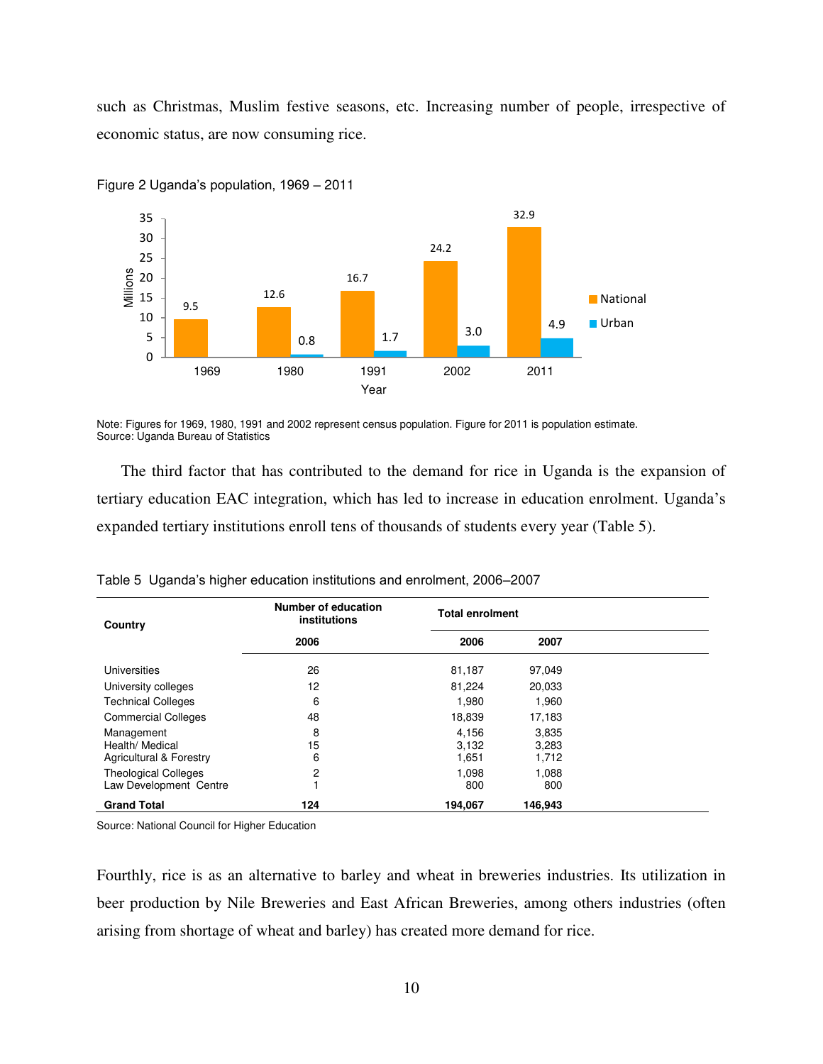such as Christmas, Muslim festive seasons, etc. Increasing number of people, irrespective of economic status, are now consuming rice.

Figure 2 Uganda's population, 1969 – 2011

| Year | National (Millions) | Urban (Millions) |
|---|---|---|
| 1969 | 9.5 | |
| 1980 | 12.6 | 0.8 |
| 1991 | 16.7 | 1.7 |
| 2002 | 24.2 | 3.0 |
| 2011 | 32.9 | 4.9 |

Note: Figures for 1969, 1980, 1991 and 2002 represent census population. Figure for 2011 is population estimate.
Source: Uganda Bureau of Statistics

The third factor that has contributed to the demand for rice in Uganda is the expansion of tertiary education EAC integration, which has led to increase in education enrolment. Uganda's expanded tertiary institutions enroll tens of thousands of students every year (Table 5).

Table 5 Uganda's higher education institutions and enrolment, 2006–2007

| Country | Number of education institutions | Total enrolment | |
|---|---|---|---|
| | 2006 | 2006 | 2007 |
| Universities | 26 | 81,187 | 97,049 |
| University colleges | 12 | 81,224 | 20,033 |
| Technical Colleges | 6 | 1,980 | 1,960 |
| Commercial Colleges | 48 | 18,839 | 17,183 |
| Management | 8 | 4,156 | 3,835 |
| Health/ Medical | 15 | 3,132 | 3,283 |
| Agricultural & Forestry | 6 | 1,651 | 1,712 |
| Theological Colleges | 2 | 1,098 | 1,088 |
| Law Development Centre | 1 | 800 | 800 |
| **Grand Total** | **124** | **194,067** | **146,943** |

Source: National Council for Higher Education

Fourthly, rice is as an alternative to barley and wheat in breweries industries. Its utilization in beer production by Nile Breweries and East African Breweries, among others industries (often arising from shortage of wheat and barley) has created more demand for rice.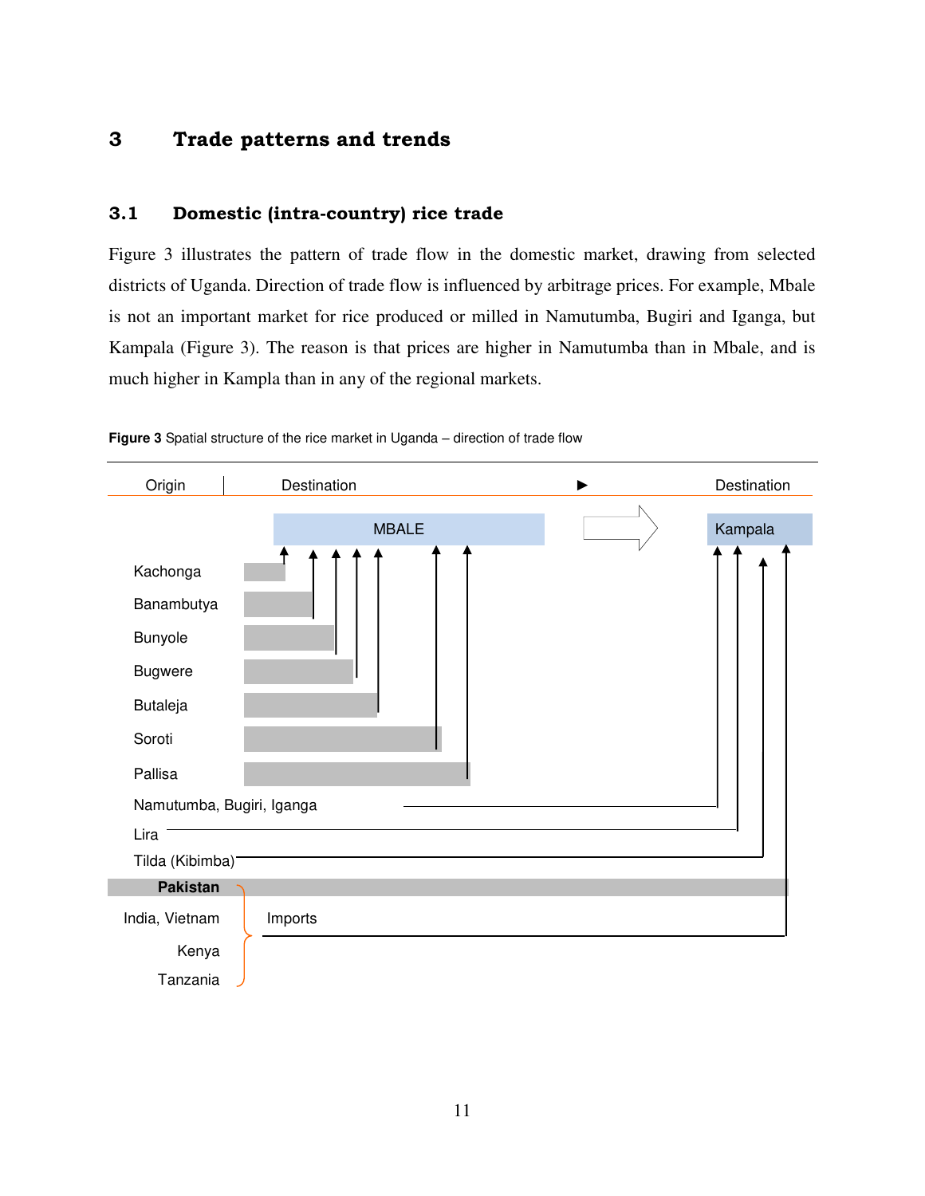# 3 Trade patterns and trends

## 3.1 Domestic (intra-country) rice trade

Figure 3 illustrates the pattern of trade flow in the domestic market, drawing from selected districts of Uganda. Direction of trade flow is influenced by arbitrage prices. For example, Mbale is not an important market for rice produced or milled in Namutumba, Bugiri and Iganga, but Kampala (Figure 3). The reason is that prices are higher in Namutumba than in Mbale, and is much higher in Kampla than in any of the regional markets.

**Figure 3** Spatial structure of the rice market in Uganda – direction of trade flow

| Origin | Destination | ► Destination |
|---|---|---|
| Kachonga | MBALE | |
| Banambutya | MBALE | |
| Bunyole | MBALE | |
| Bugwere | MBALE | |
| Butaleja | MBALE | |
| Soroti | MBALE | |
| Pallisa | MBALE | |
| Namutumba, Bugiri, Iganga | | Kampala |
| Lira | | Kampala |
| Tilda (Kibimba) | | Kampala |
| **Pakistan** | Imports | Kampala |
| India, Vietnam | Imports | Kampala |
| Kenya | Imports | Kampala |
| Tanzania | Imports | Kampala |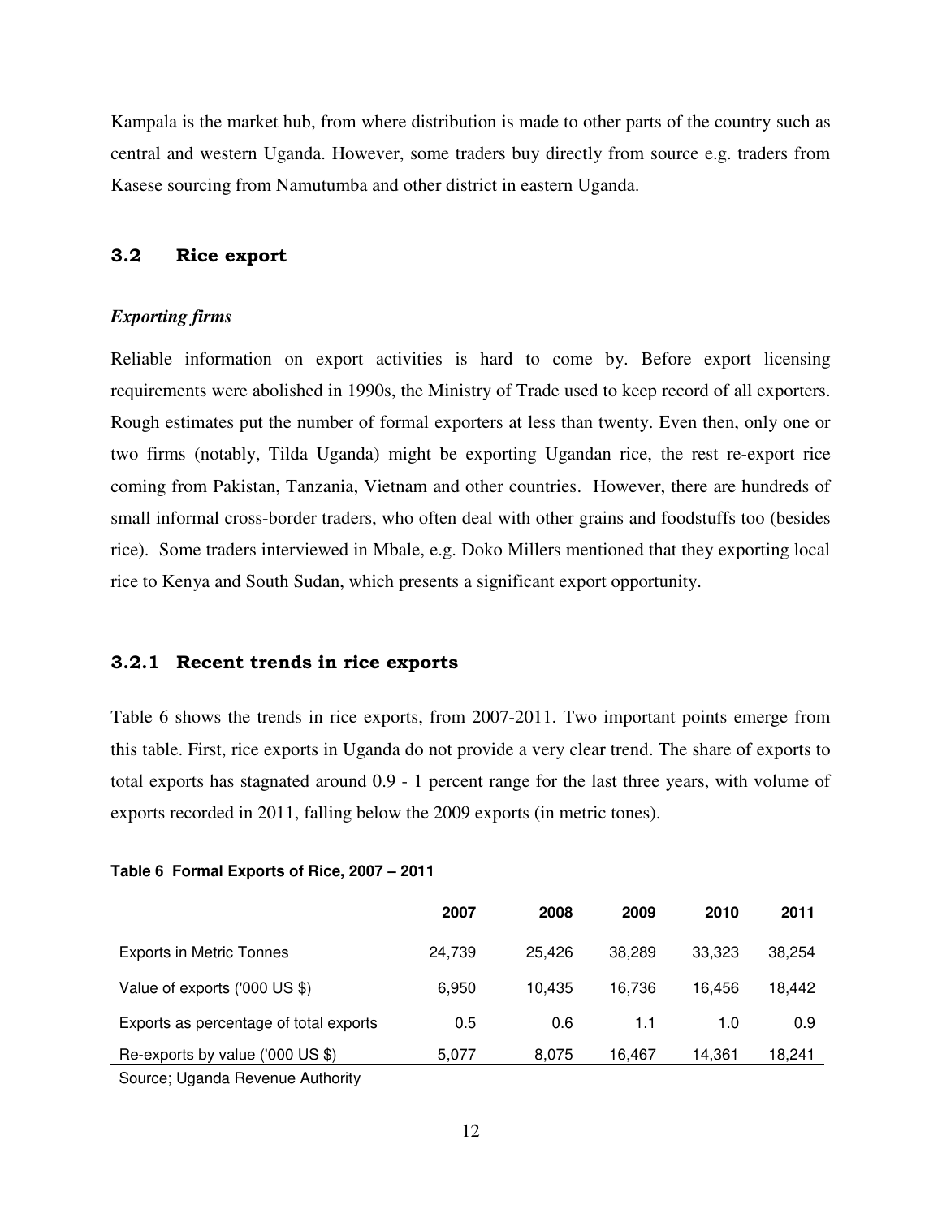Kampala is the market hub, from where distribution is made to other parts of the country such as central and western Uganda. However, some traders buy directly from source e.g. traders from Kasese sourcing from Namutumba and other district in eastern Uganda.

## 3.2 Rice export

***Exporting firms***

Reliable information on export activities is hard to come by. Before export licensing requirements were abolished in 1990s, the Ministry of Trade used to keep record of all exporters. Rough estimates put the number of formal exporters at less than twenty. Even then, only one or two firms (notably, Tilda Uganda) might be exporting Ugandan rice, the rest re-export rice coming from Pakistan, Tanzania, Vietnam and other countries. However, there are hundreds of small informal cross-border traders, who often deal with other grains and foodstuffs too (besides rice). Some traders interviewed in Mbale, e.g. Doko Millers mentioned that they exporting local rice to Kenya and South Sudan, which presents a significant export opportunity.

### 3.2.1 Recent trends in rice exports

Table 6 shows the trends in rice exports, from 2007-2011. Two important points emerge from this table. First, rice exports in Uganda do not provide a very clear trend. The share of exports to total exports has stagnated around 0.9 - 1 percent range for the last three years, with volume of exports recorded in 2011, falling below the 2009 exports (in metric tones).

**Table 6 Formal Exports of Rice, 2007 – 2011**

| | 2007 | 2008 | 2009 | 2010 | 2011 |
|---|---|---|---|---|---|
| Exports in Metric Tonnes | 24,739 | 25,426 | 38,289 | 33,323 | 38,254 |
| Value of exports ('000 US $) | 6,950 | 10,435 | 16,736 | 16,456 | 18,442 |
| Exports as percentage of total exports | 0.5 | 0.6 | 1.1 | 1.0 | 0.9 |
| Re-exports by value ('000 US $) | 5,077 | 8,075 | 16,467 | 14,361 | 18,241 |

Source; Uganda Revenue Authority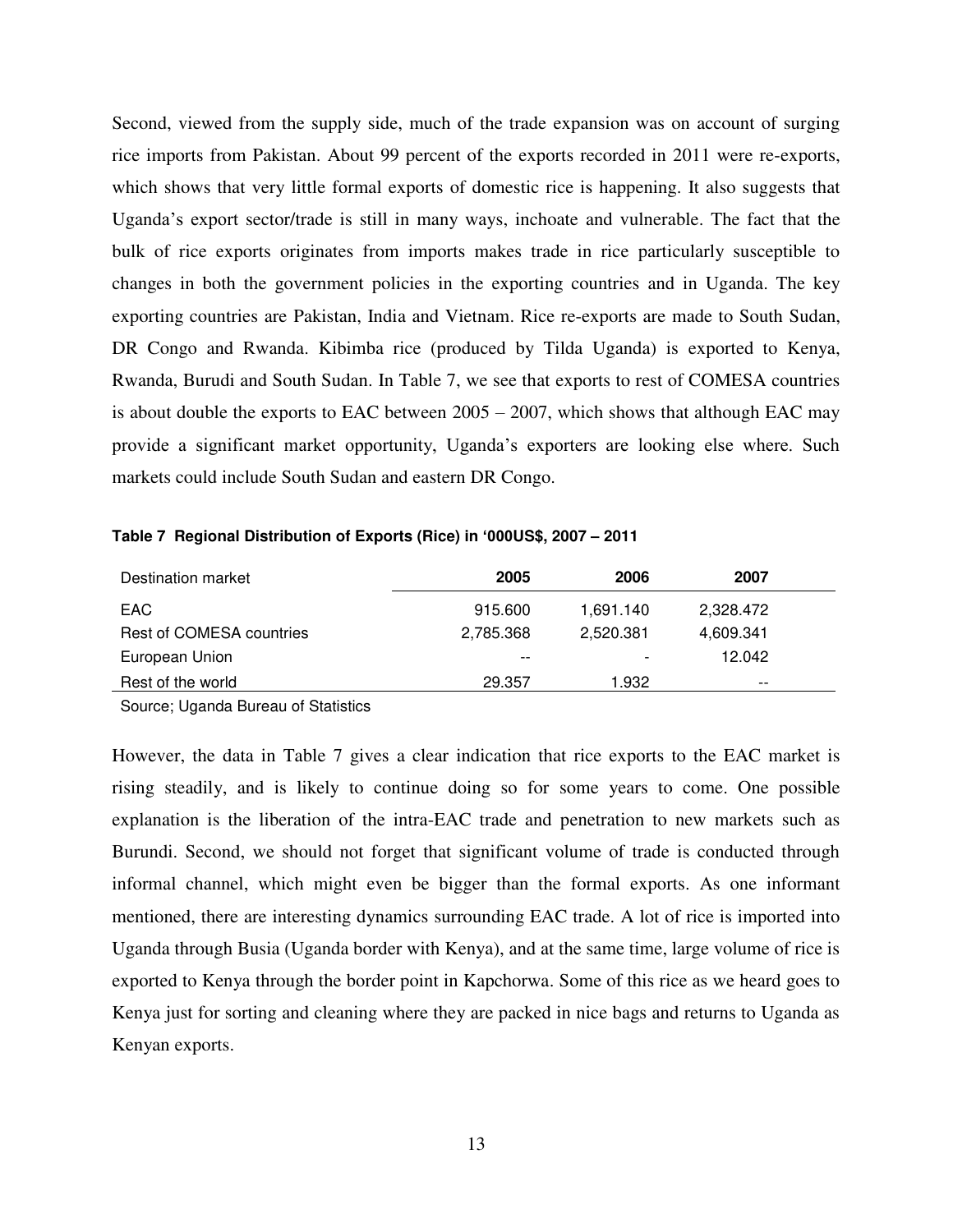Second, viewed from the supply side, much of the trade expansion was on account of surging rice imports from Pakistan. About 99 percent of the exports recorded in 2011 were re-exports, which shows that very little formal exports of domestic rice is happening. It also suggests that Uganda's export sector/trade is still in many ways, inchoate and vulnerable. The fact that the bulk of rice exports originates from imports makes trade in rice particularly susceptible to changes in both the government policies in the exporting countries and in Uganda. The key exporting countries are Pakistan, India and Vietnam. Rice re-exports are made to South Sudan, DR Congo and Rwanda. Kibimba rice (produced by Tilda Uganda) is exported to Kenya, Rwanda, Burudi and South Sudan. In Table 7, we see that exports to rest of COMESA countries is about double the exports to EAC between 2005 – 2007, which shows that although EAC may provide a significant market opportunity, Uganda's exporters are looking else where. Such markets could include South Sudan and eastern DR Congo.

**Table 7 Regional Distribution of Exports (Rice) in '000US$, 2007 – 2011**

| Destination market | 2005 | 2006 | 2007 |
|---|---|---|---|
| EAC | 915.600 | 1,691.140 | 2,328.472 |
| Rest of COMESA countries | 2,785.368 | 2,520.381 | 4,609.341 |
| European Union | -- | - | 12.042 |
| Rest of the world | 29.357 | 1.932 | -- |

Source; Uganda Bureau of Statistics

However, the data in Table 7 gives a clear indication that rice exports to the EAC market is rising steadily, and is likely to continue doing so for some years to come. One possible explanation is the liberation of the intra-EAC trade and penetration to new markets such as Burundi. Second, we should not forget that significant volume of trade is conducted through informal channel, which might even be bigger than the formal exports. As one informant mentioned, there are interesting dynamics surrounding EAC trade. A lot of rice is imported into Uganda through Busia (Uganda border with Kenya), and at the same time, large volume of rice is exported to Kenya through the border point in Kapchorwa. Some of this rice as we heard goes to Kenya just for sorting and cleaning where they are packed in nice bags and returns to Uganda as Kenyan exports.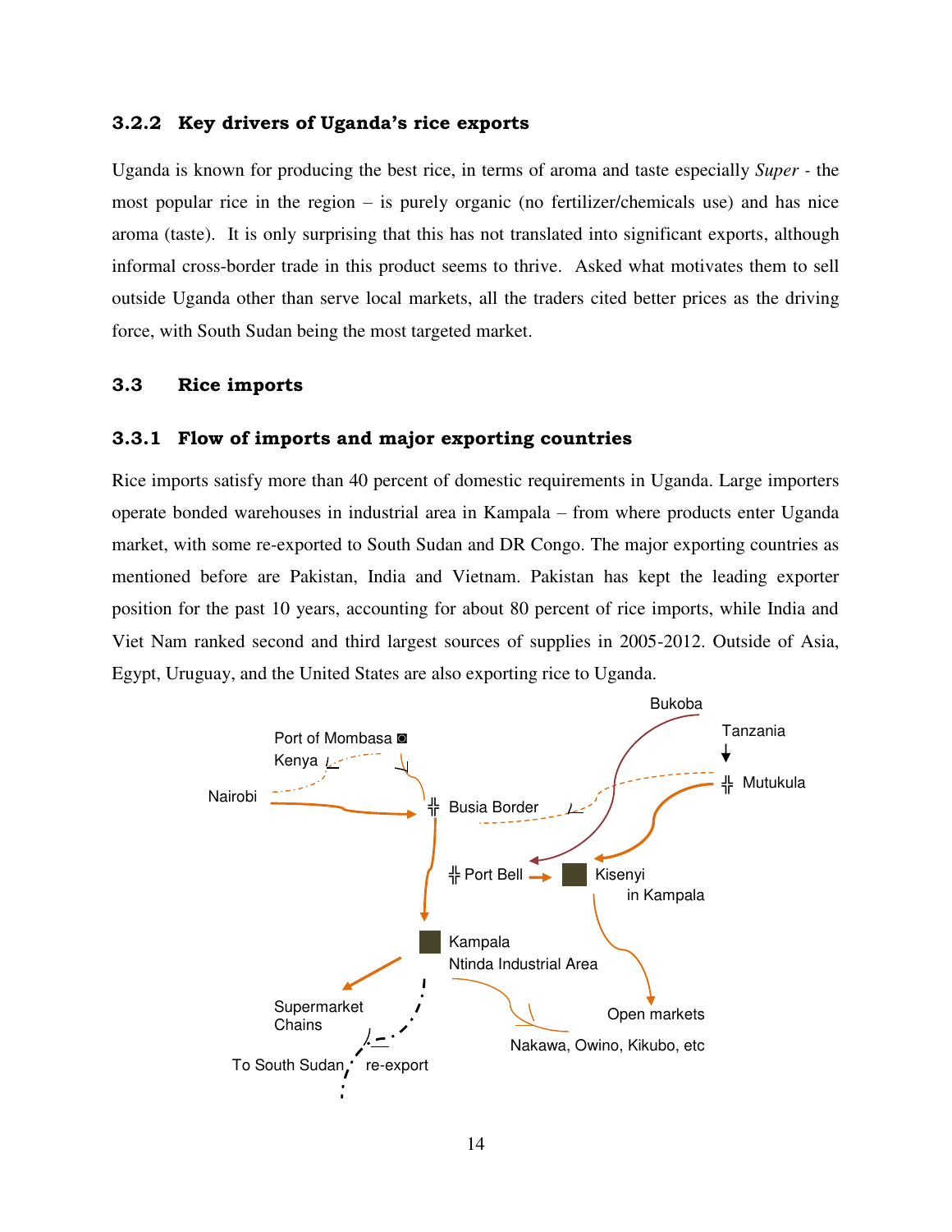### 3.2.2 Key drivers of Uganda's rice exports

Uganda is known for producing the best rice, in terms of aroma and taste especially *Super* - the most popular rice in the region – is purely organic (no fertilizer/chemicals use) and has nice aroma (taste). It is only surprising that this has not translated into significant exports, although informal cross-border trade in this product seems to thrive. Asked what motivates them to sell outside Uganda other than serve local markets, all the traders cited better prices as the driving force, with South Sudan being the most targeted market.

## 3.3 Rice imports

### 3.3.1 Flow of imports and major exporting countries

Rice imports satisfy more than 40 percent of domestic requirements in Uganda. Large importers operate bonded warehouses in industrial area in Kampala – from where products enter Uganda market, with some re-exported to South Sudan and DR Congo. The major exporting countries as mentioned before are Pakistan, India and Vietnam. Pakistan has kept the leading exporter position for the past 10 years, accounting for about 80 percent of rice imports, while India and Viet Nam ranked second and third largest sources of supplies in 2005-2012. Outside of Asia, Egypt, Uruguay, and the United States are also exporting rice to Uganda.

Port of Mombasa
Kenya
Nairobi
Busia Border
Bukoba
Tanzania
Mutukula
Port Bell
Kisenyi in Kampala
Kampala Ntinda Industrial Area
Supermarket Chains
To South Sudan
re-export
Open markets
Nakawa, Owino, Kikubo, etc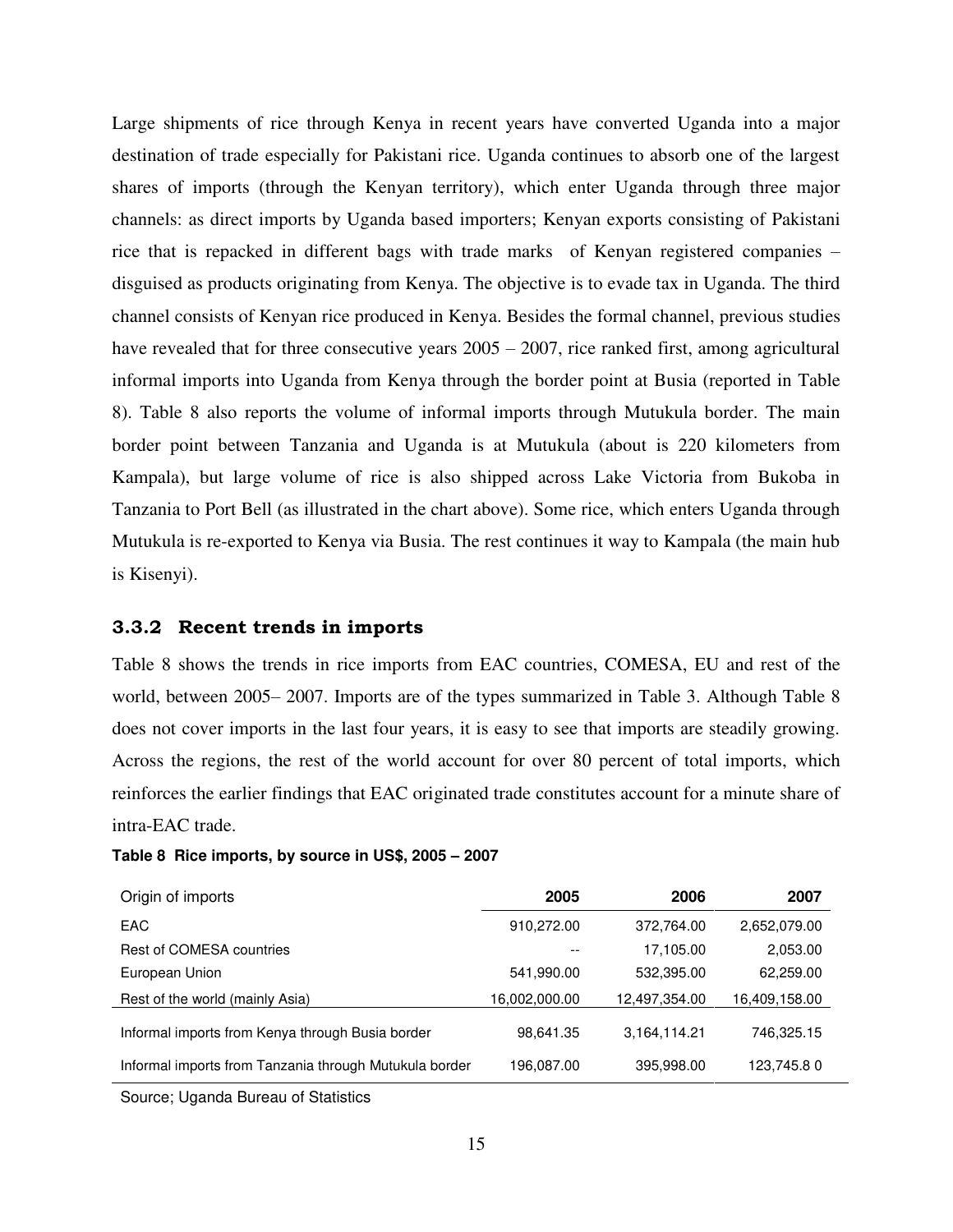Large shipments of rice through Kenya in recent years have converted Uganda into a major destination of trade especially for Pakistani rice. Uganda continues to absorb one of the largest shares of imports (through the Kenyan territory), which enter Uganda through three major channels: as direct imports by Uganda based importers; Kenyan exports consisting of Pakistani rice that is repacked in different bags with trade marks of Kenyan registered companies – disguised as products originating from Kenya. The objective is to evade tax in Uganda. The third channel consists of Kenyan rice produced in Kenya. Besides the formal channel, previous studies have revealed that for three consecutive years 2005 – 2007, rice ranked first, among agricultural informal imports into Uganda from Kenya through the border point at Busia (reported in Table 8). Table 8 also reports the volume of informal imports through Mutukula border. The main border point between Tanzania and Uganda is at Mutukula (about is 220 kilometers from Kampala), but large volume of rice is also shipped across Lake Victoria from Bukoba in Tanzania to Port Bell (as illustrated in the chart above). Some rice, which enters Uganda through Mutukula is re-exported to Kenya via Busia. The rest continues it way to Kampala (the main hub is Kisenyi).

### 3.3.2 Recent trends in imports

Table 8 shows the trends in rice imports from EAC countries, COMESA, EU and rest of the world, between 2005– 2007. Imports are of the types summarized in Table 3. Although Table 8 does not cover imports in the last four years, it is easy to see that imports are steadily growing. Across the regions, the rest of the world account for over 80 percent of total imports, which reinforces the earlier findings that EAC originated trade constitutes account for a minute share of intra-EAC trade.

**Table 8 Rice imports, by source in US$, 2005 – 2007**

| Origin of imports | 2005 | 2006 | 2007 |
|---|---|---|---|
| EAC | 910,272.00 | 372,764.00 | 2,652,079.00 |
| Rest of COMESA countries | -- | 17,105.00 | 2,053.00 |
| European Union | 541,990.00 | 532,395.00 | 62,259.00 |
| Rest of the world (mainly Asia) | 16,002,000.00 | 12,497,354.00 | 16,409,158.00 |
| Informal imports from Kenya through Busia border | 98,641.35 | 3,164,114.21 | 746,325.15 |
| Informal imports from Tanzania through Mutukula border | 196,087.00 | 395,998.00 | 123,745.8 0 |

Source; Uganda Bureau of Statistics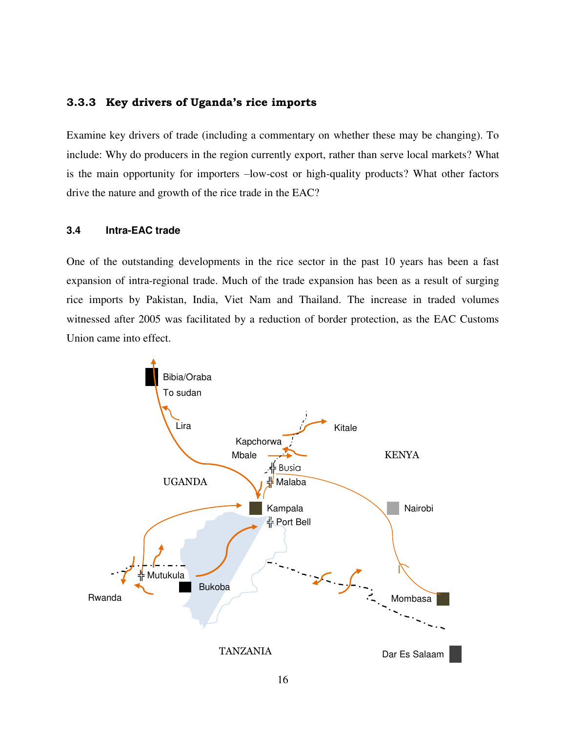### 3.3.3 Key drivers of Uganda's rice imports

Examine key drivers of trade (including a commentary on whether these may be changing). To include: Why do producers in the region currently export, rather than serve local markets? What is the main opportunity for importers –low-cost or high-quality products? What other factors drive the nature and growth of the rice trade in the EAC?

### 3.4 Intra-EAC trade

One of the outstanding developments in the rice sector in the past 10 years has been a fast expansion of intra-regional trade. Much of the trade expansion has been as a result of surging rice imports by Pakistan, India, Viet Nam and Thailand. The increase in traded volumes witnessed after 2005 was facilitated by a reduction of border protection, as the EAC Customs Union came into effect.

Bibia/Oraba
To sudan
Lira
Kapchorwa
Kitale
Mbale
KENYA
Busia
UGANDA
Malaba
Kampala
Nairobi
Port Bell
Mutukula
Bukoba
Rwanda
Mombasa
TANZANIA
Dar Es Salaam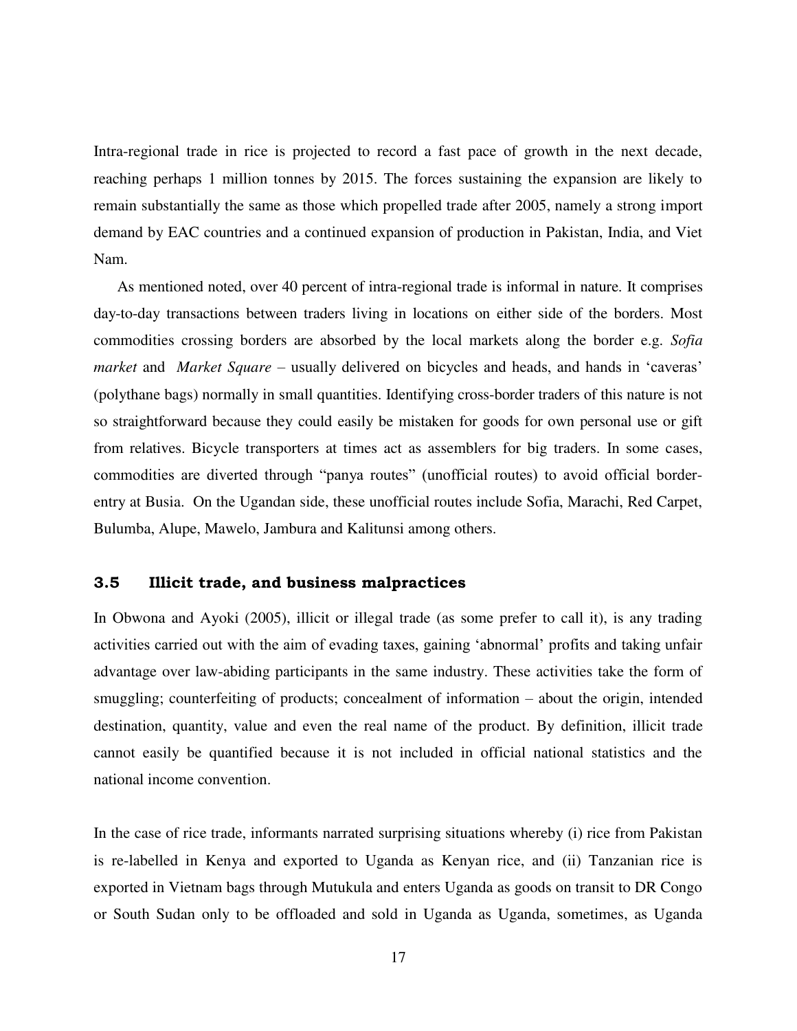Intra-regional trade in rice is projected to record a fast pace of growth in the next decade, reaching perhaps 1 million tonnes by 2015. The forces sustaining the expansion are likely to remain substantially the same as those which propelled trade after 2005, namely a strong import demand by EAC countries and a continued expansion of production in Pakistan, India, and Viet Nam.

As mentioned noted, over 40 percent of intra-regional trade is informal in nature. It comprises day-to-day transactions between traders living in locations on either side of the borders. Most commodities crossing borders are absorbed by the local markets along the border e.g. *Sofia market* and *Market Square* – usually delivered on bicycles and heads, and hands in 'caveras' (polythane bags) normally in small quantities. Identifying cross-border traders of this nature is not so straightforward because they could easily be mistaken for goods for own personal use or gift from relatives. Bicycle transporters at times act as assemblers for big traders. In some cases, commodities are diverted through "panya routes" (unofficial routes) to avoid official border-entry at Busia. On the Ugandan side, these unofficial routes include Sofia, Marachi, Red Carpet, Bulumba, Alupe, Mawelo, Jambura and Kalitunsi among others.

### 3.5 Illicit trade, and business malpractices

In Obwona and Ayoki (2005), illicit or illegal trade (as some prefer to call it), is any trading activities carried out with the aim of evading taxes, gaining 'abnormal' profits and taking unfair advantage over law-abiding participants in the same industry. These activities take the form of smuggling; counterfeiting of products; concealment of information – about the origin, intended destination, quantity, value and even the real name of the product. By definition, illicit trade cannot easily be quantified because it is not included in official national statistics and the national income convention.

In the case of rice trade, informants narrated surprising situations whereby (i) rice from Pakistan is re-labelled in Kenya and exported to Uganda as Kenyan rice, and (ii) Tanzanian rice is exported in Vietnam bags through Mutukula and enters Uganda as goods on transit to DR Congo or South Sudan only to be offloaded and sold in Uganda as Uganda, sometimes, as Uganda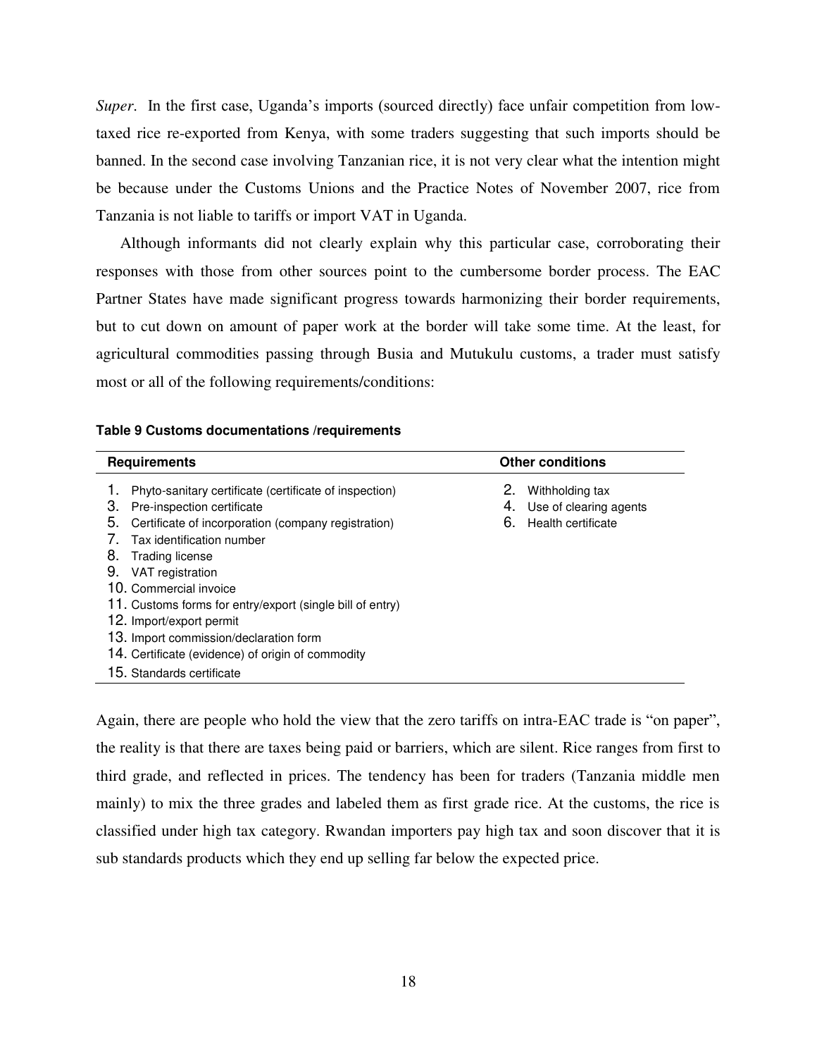*Super*. In the first case, Uganda's imports (sourced directly) face unfair competition from low-taxed rice re-exported from Kenya, with some traders suggesting that such imports should be banned. In the second case involving Tanzanian rice, it is not very clear what the intention might be because under the Customs Unions and the Practice Notes of November 2007, rice from Tanzania is not liable to tariffs or import VAT in Uganda.

Although informants did not clearly explain why this particular case, corroborating their responses with those from other sources point to the cumbersome border process. The EAC Partner States have made significant progress towards harmonizing their border requirements, but to cut down on amount of paper work at the border will take some time. At the least, for agricultural commodities passing through Busia and Mutukulu customs, a trader must satisfy most or all of the following requirements/conditions:

**Table 9 Customs documentations /requirements**

| Requirements | Other conditions |
|---|---|
| 1. Phyto-sanitary certificate (certificate of inspection) | 2. Withholding tax |
| 3. Pre-inspection certificate | 4. Use of clearing agents |
| 5. Certificate of incorporation (company registration) | 6. Health certificate |
| 7. Tax identification number | |
| 8. Trading license | |
| 9. VAT registration | |
| 10. Commercial invoice | |
| 11. Customs forms for entry/export (single bill of entry) | |
| 12. Import/export permit | |
| 13. Import commission/declaration form | |
| 14. Certificate (evidence) of origin of commodity | |
| 15. Standards certificate | |

Again, there are people who hold the view that the zero tariffs on intra-EAC trade is "on paper", the reality is that there are taxes being paid or barriers, which are silent. Rice ranges from first to third grade, and reflected in prices. The tendency has been for traders (Tanzania middle men mainly) to mix the three grades and labeled them as first grade rice. At the customs, the rice is classified under high tax category. Rwandan importers pay high tax and soon discover that it is sub standards products which they end up selling far below the expected price.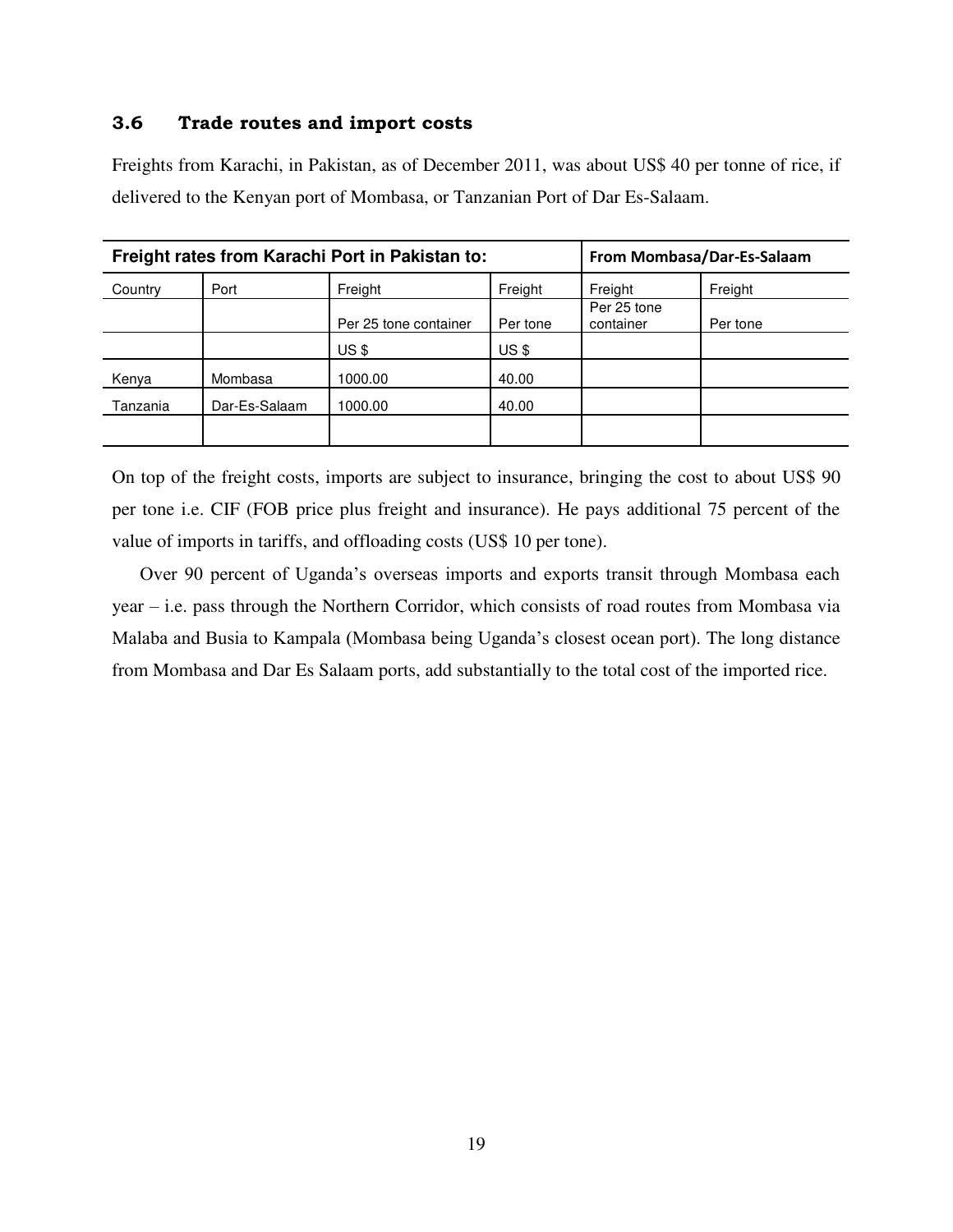### 3.6 Trade routes and import costs

Freights from Karachi, in Pakistan, as of December 2011, was about US$ 40 per tonne of rice, if delivered to the Kenyan port of Mombasa, or Tanzanian Port of Dar Es-Salaam.

| **Freight rates from Karachi Port in Pakistan to:** | | | | **From Mombasa/Dar-Es-Salaam** | |
|---|---|---|---|---|---|
| Country | Port | Freight | Freight | Freight | Freight |
| | | Per 25 tone container | Per tone | Per 25 tone container | Per tone |
| | | US $ | US $ | | |
| Kenya | Mombasa | 1000.00 | 40.00 | | |
| Tanzania | Dar-Es-Salaam | 1000.00 | 40.00 | | |
| | | | | | |

On top of the freight costs, imports are subject to insurance, bringing the cost to about US$ 90 per tone i.e. CIF (FOB price plus freight and insurance). He pays additional 75 percent of the value of imports in tariffs, and offloading costs (US$ 10 per tone).

Over 90 percent of Uganda's overseas imports and exports transit through Mombasa each year – i.e. pass through the Northern Corridor, which consists of road routes from Mombasa via Malaba and Busia to Kampala (Mombasa being Uganda's closest ocean port). The long distance from Mombasa and Dar Es Salaam ports, add substantially to the total cost of the imported rice.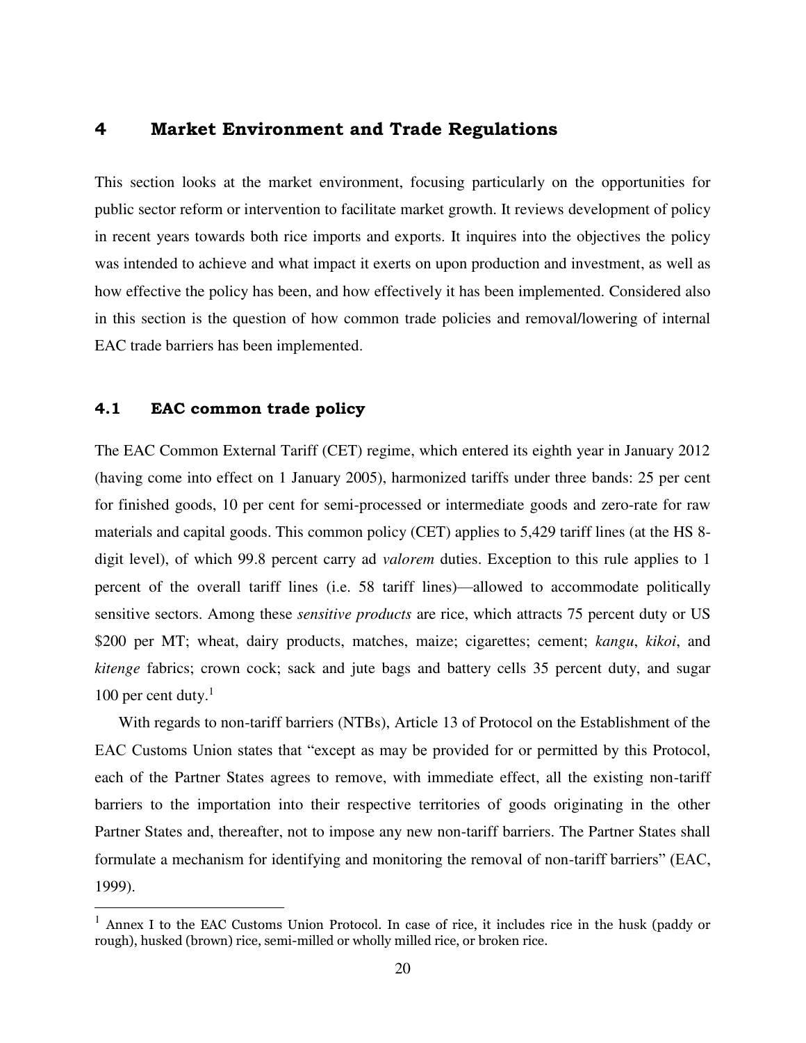## 4 Market Environment and Trade Regulations

This section looks at the market environment, focusing particularly on the opportunities for public sector reform or intervention to facilitate market growth. It reviews development of policy in recent years towards both rice imports and exports. It inquires into the objectives the policy was intended to achieve and what impact it exerts on upon production and investment, as well as how effective the policy has been, and how effectively it has been implemented. Considered also in this section is the question of how common trade policies and removal/lowering of internal EAC trade barriers has been implemented.

### 4.1 EAC common trade policy

The EAC Common External Tariff (CET) regime, which entered its eighth year in January 2012 (having come into effect on 1 January 2005), harmonized tariffs under three bands: 25 per cent for finished goods, 10 per cent for semi-processed or intermediate goods and zero-rate for raw materials and capital goods. This common policy (CET) applies to 5,429 tariff lines (at the HS 8-digit level), of which 99.8 percent carry ad *valorem* duties. Exception to this rule applies to 1 percent of the overall tariff lines (i.e. 58 tariff lines)—allowed to accommodate politically sensitive sectors. Among these *sensitive products* are rice, which attracts 75 percent duty or US \$200 per MT; wheat, dairy products, matches, maize; cigarettes; cement; *kangu*, *kikoi*, and *kitenge* fabrics; crown cock; sack and jute bags and battery cells 35 percent duty, and sugar 100 per cent duty.[1]

With regards to non-tariff barriers (NTBs), Article 13 of Protocol on the Establishment of the EAC Customs Union states that "except as may be provided for or permitted by this Protocol, each of the Partner States agrees to remove, with immediate effect, all the existing non-tariff barriers to the importation into their respective territories of goods originating in the other Partner States and, thereafter, not to impose any new non-tariff barriers. The Partner States shall formulate a mechanism for identifying and monitoring the removal of non-tariff barriers" (EAC, 1999).

---

[1] Annex I to the EAC Customs Union Protocol. In case of rice, it includes rice in the husk (paddy or rough), husked (brown) rice, semi-milled or wholly milled rice, or broken rice.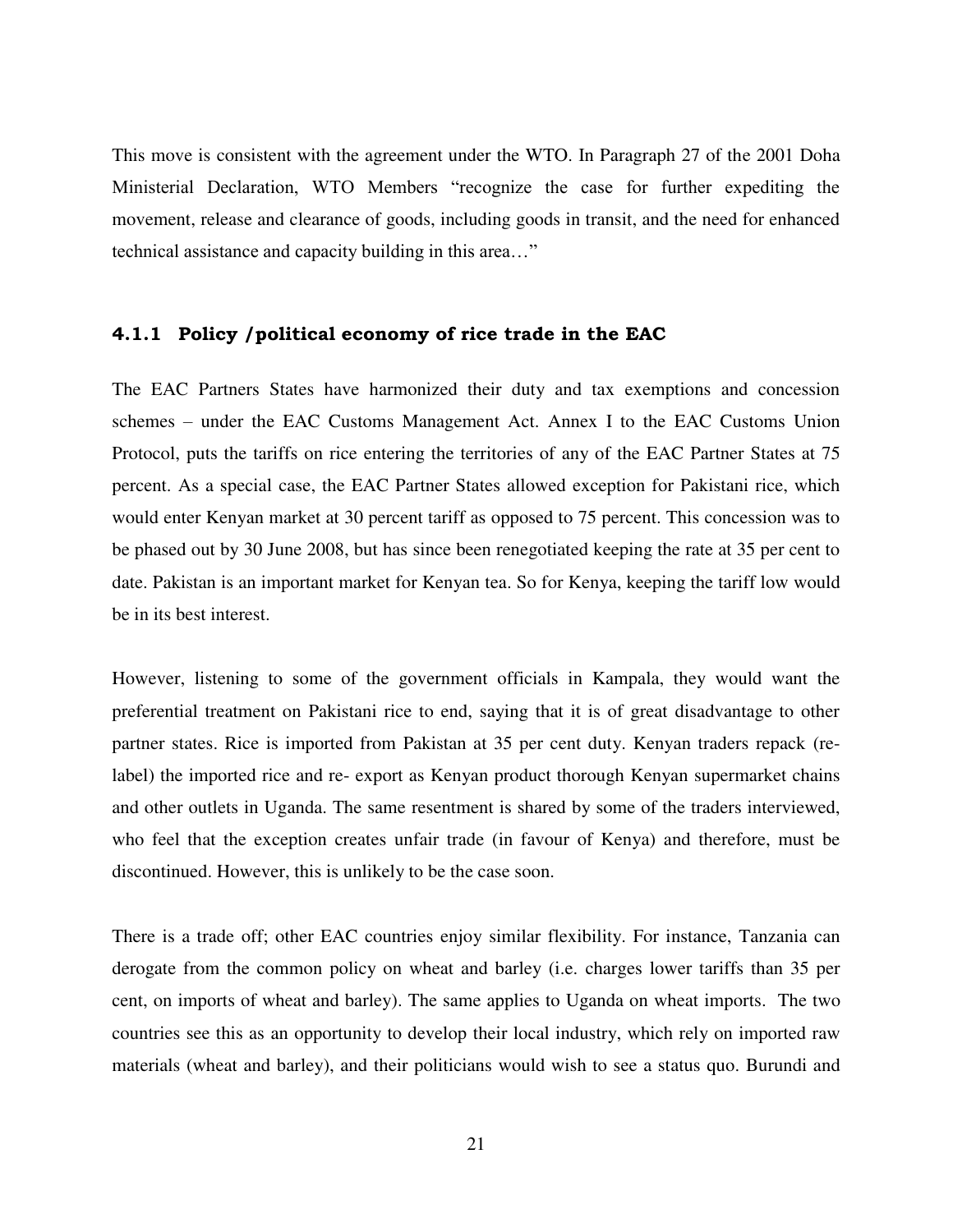This move is consistent with the agreement under the WTO. In Paragraph 27 of the 2001 Doha Ministerial Declaration, WTO Members "recognize the case for further expediting the movement, release and clearance of goods, including goods in transit, and the need for enhanced technical assistance and capacity building in this area…"

### 4.1.1 Policy /political economy of rice trade in the EAC

The EAC Partners States have harmonized their duty and tax exemptions and concession schemes – under the EAC Customs Management Act. Annex I to the EAC Customs Union Protocol, puts the tariffs on rice entering the territories of any of the EAC Partner States at 75 percent. As a special case, the EAC Partner States allowed exception for Pakistani rice, which would enter Kenyan market at 30 percent tariff as opposed to 75 percent. This concession was to be phased out by 30 June 2008, but has since been renegotiated keeping the rate at 35 per cent to date. Pakistan is an important market for Kenyan tea. So for Kenya, keeping the tariff low would be in its best interest.

However, listening to some of the government officials in Kampala, they would want the preferential treatment on Pakistani rice to end, saying that it is of great disadvantage to other partner states. Rice is imported from Pakistan at 35 per cent duty. Kenyan traders repack (re-label) the imported rice and re- export as Kenyan product thorough Kenyan supermarket chains and other outlets in Uganda. The same resentment is shared by some of the traders interviewed, who feel that the exception creates unfair trade (in favour of Kenya) and therefore, must be discontinued. However, this is unlikely to be the case soon.

There is a trade off; other EAC countries enjoy similar flexibility. For instance, Tanzania can derogate from the common policy on wheat and barley (i.e. charges lower tariffs than 35 per cent, on imports of wheat and barley). The same applies to Uganda on wheat imports. The two countries see this as an opportunity to develop their local industry, which rely on imported raw materials (wheat and barley), and their politicians would wish to see a status quo. Burundi and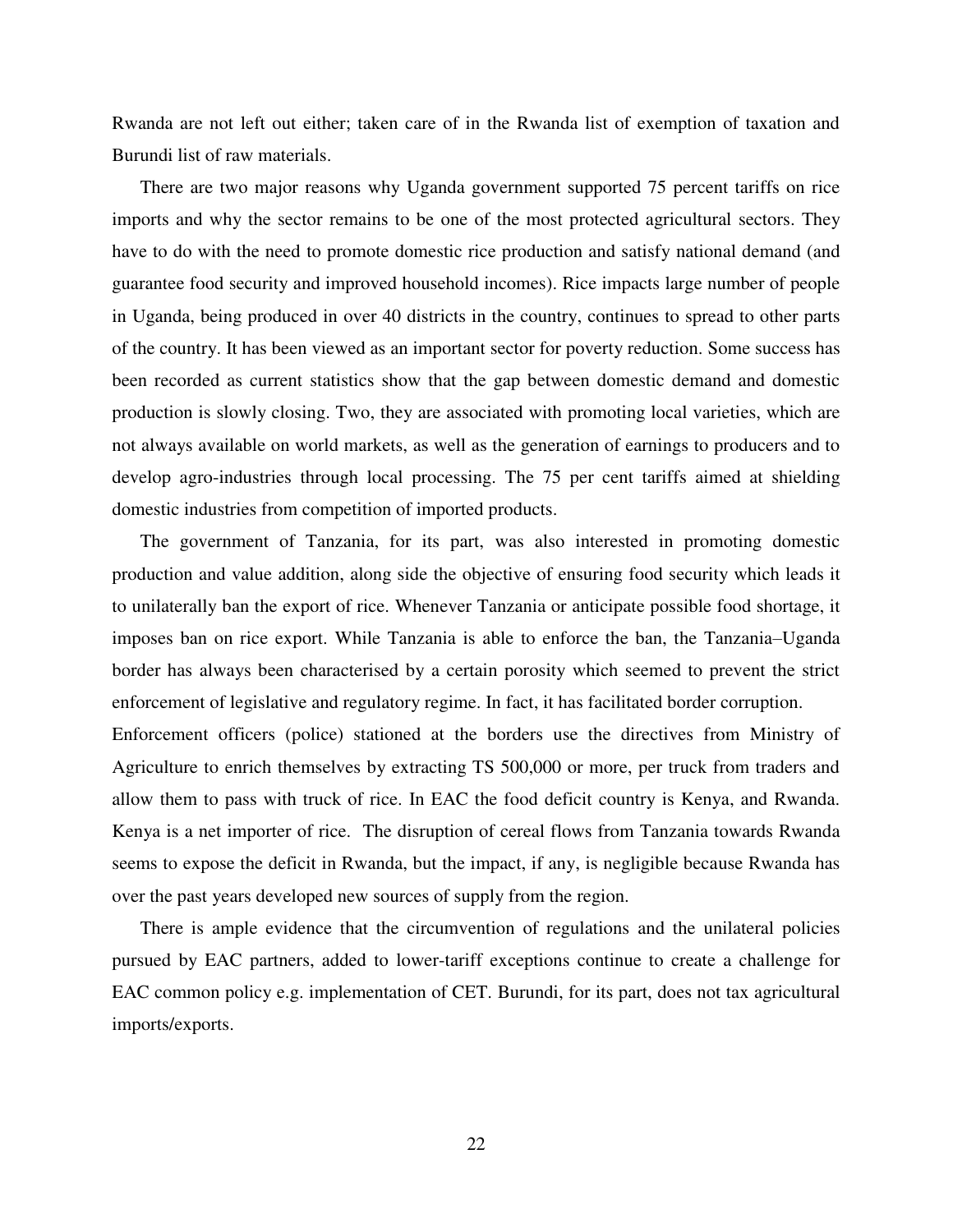Rwanda are not left out either; taken care of in the Rwanda list of exemption of taxation and Burundi list of raw materials.

There are two major reasons why Uganda government supported 75 percent tariffs on rice imports and why the sector remains to be one of the most protected agricultural sectors. They have to do with the need to promote domestic rice production and satisfy national demand (and guarantee food security and improved household incomes). Rice impacts large number of people in Uganda, being produced in over 40 districts in the country, continues to spread to other parts of the country. It has been viewed as an important sector for poverty reduction. Some success has been recorded as current statistics show that the gap between domestic demand and domestic production is slowly closing. Two, they are associated with promoting local varieties, which are not always available on world markets, as well as the generation of earnings to producers and to develop agro-industries through local processing. The 75 per cent tariffs aimed at shielding domestic industries from competition of imported products.

The government of Tanzania, for its part, was also interested in promoting domestic production and value addition, along side the objective of ensuring food security which leads it to unilaterally ban the export of rice. Whenever Tanzania or anticipate possible food shortage, it imposes ban on rice export. While Tanzania is able to enforce the ban, the Tanzania–Uganda border has always been characterised by a certain porosity which seemed to prevent the strict enforcement of legislative and regulatory regime. In fact, it has facilitated border corruption. Enforcement officers (police) stationed at the borders use the directives from Ministry of Agriculture to enrich themselves by extracting TS 500,000 or more, per truck from traders and allow them to pass with truck of rice. In EAC the food deficit country is Kenya, and Rwanda. Kenya is a net importer of rice. The disruption of cereal flows from Tanzania towards Rwanda seems to expose the deficit in Rwanda, but the impact, if any, is negligible because Rwanda has over the past years developed new sources of supply from the region.

There is ample evidence that the circumvention of regulations and the unilateral policies pursued by EAC partners, added to lower-tariff exceptions continue to create a challenge for EAC common policy e.g. implementation of CET. Burundi, for its part, does not tax agricultural imports/exports.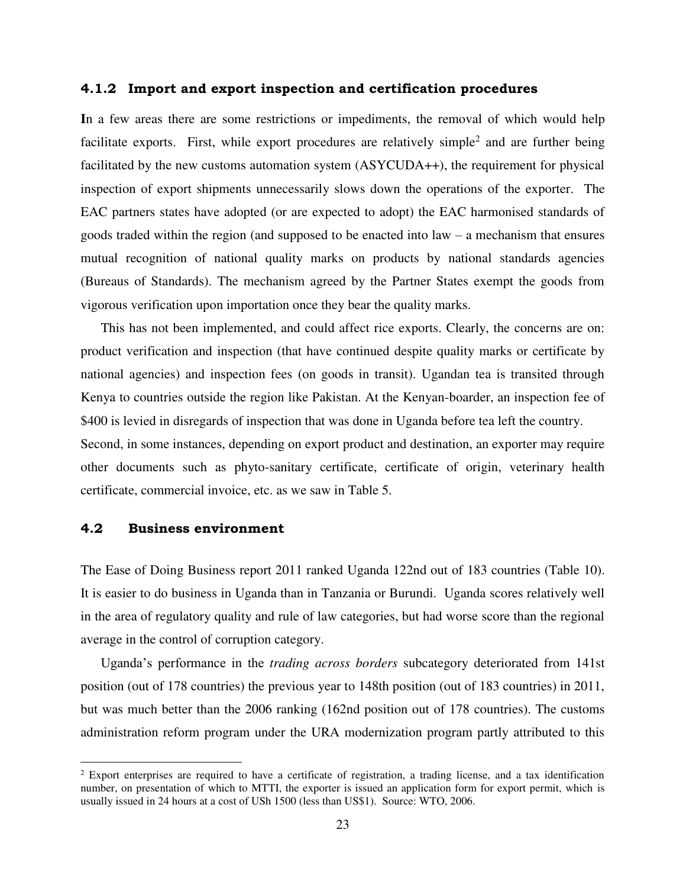### 4.1.2 Import and export inspection and certification procedures

**I**n a few areas there are some restrictions or impediments, the removal of which would help facilitate exports. First, while export procedures are relatively simple[2] and are further being facilitated by the new customs automation system (ASYCUDA++), the requirement for physical inspection of export shipments unnecessarily slows down the operations of the exporter. The EAC partners states have adopted (or are expected to adopt) the EAC harmonised standards of goods traded within the region (and supposed to be enacted into law – a mechanism that ensures mutual recognition of national quality marks on products by national standards agencies (Bureaus of Standards). The mechanism agreed by the Partner States exempt the goods from vigorous verification upon importation once they bear the quality marks.

This has not been implemented, and could affect rice exports. Clearly, the concerns are on: product verification and inspection (that have continued despite quality marks or certificate by national agencies) and inspection fees (on goods in transit). Ugandan tea is transited through Kenya to countries outside the region like Pakistan. At the Kenyan-boarder, an inspection fee of $400 is levied in disregards of inspection that was done in Uganda before tea left the country.

Second, in some instances, depending on export product and destination, an exporter may require other documents such as phyto-sanitary certificate, certificate of origin, veterinary health certificate, commercial invoice, etc. as we saw in Table 5.

## 4.2 Business environment

The Ease of Doing Business report 2011 ranked Uganda 122nd out of 183 countries (Table 10). It is easier to do business in Uganda than in Tanzania or Burundi. Uganda scores relatively well in the area of regulatory quality and rule of law categories, but had worse score than the regional average in the control of corruption category.

Uganda's performance in the *trading across borders* subcategory deteriorated from 141st position (out of 178 countries) the previous year to 148th position (out of 183 countries) in 2011, but was much better than the 2006 ranking (162nd position out of 178 countries). The customs administration reform program under the URA modernization program partly attributed to this

---

[2] Export enterprises are required to have a certificate of registration, a trading license, and a tax identification number, on presentation of which to MTTI, the exporter is issued an application form for export permit, which is usually issued in 24 hours at a cost of USh 1500 (less than US$1). Source: WTO, 2006.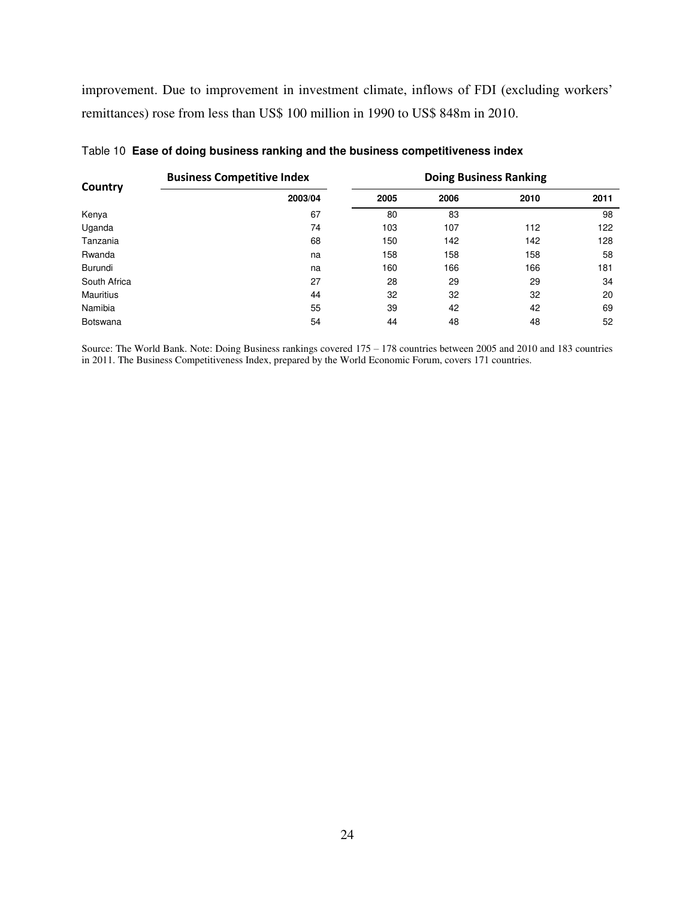improvement. Due to improvement in investment climate, inflows of FDI (excluding workers' remittances) rose from less than US$ 100 million in 1990 to US$ 848m in 2010.

Table 10 **Ease of doing business ranking and the business competitiveness index**

| Country | Business Competitive Index | Doing Business Ranking | | | |
|---|---|---|---|---|---|
| | 2003/04 | 2005 | 2006 | 2010 | 2011 |
| Kenya | 67 | 80 | 83 | | 98 |
| Uganda | 74 | 103 | 107 | 112 | 122 |
| Tanzania | 68 | 150 | 142 | 142 | 128 |
| Rwanda | na | 158 | 158 | 158 | 58 |
| Burundi | na | 160 | 166 | 166 | 181 |
| South Africa | 27 | 28 | 29 | 29 | 34 |
| Mauritius | 44 | 32 | 32 | 32 | 20 |
| Namibia | 55 | 39 | 42 | 42 | 69 |
| Botswana | 54 | 44 | 48 | 48 | 52 |

Source: The World Bank. Note: Doing Business rankings covered 175 – 178 countries between 2005 and 2010 and 183 countries in 2011. The Business Competitiveness Index, prepared by the World Economic Forum, covers 171 countries.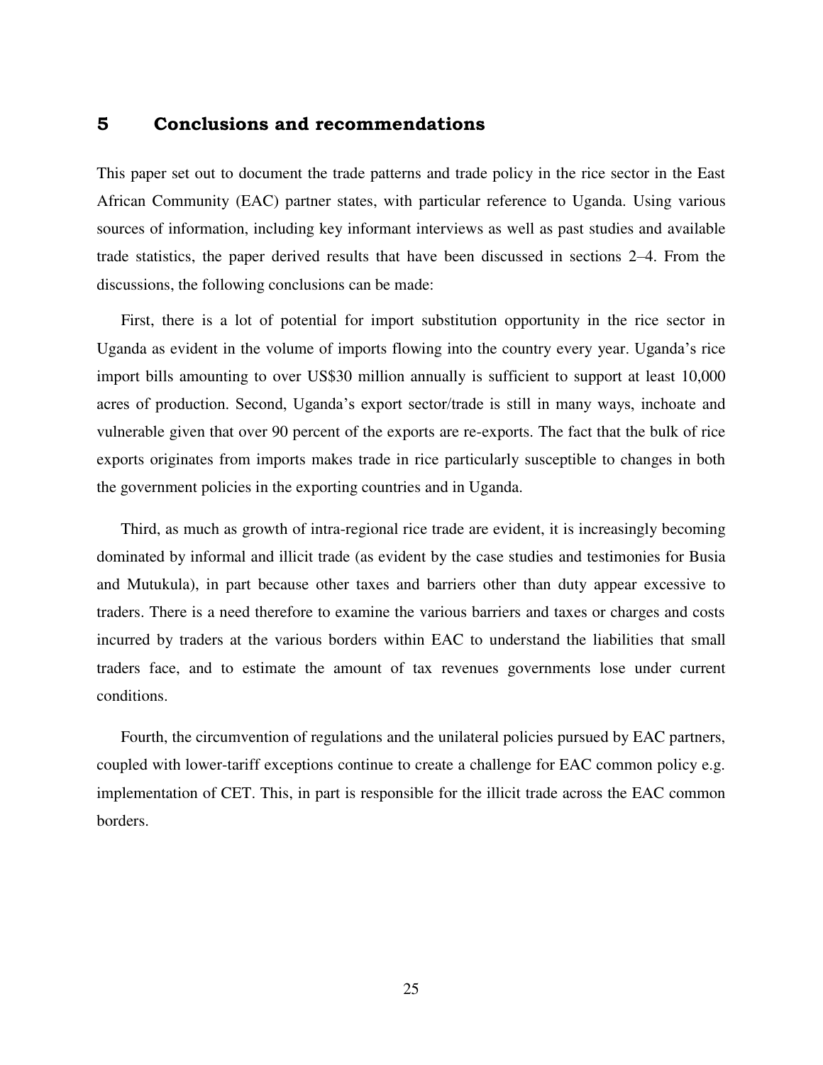## 5 Conclusions and recommendations

This paper set out to document the trade patterns and trade policy in the rice sector in the East African Community (EAC) partner states, with particular reference to Uganda. Using various sources of information, including key informant interviews as well as past studies and available trade statistics, the paper derived results that have been discussed in sections 2–4. From the discussions, the following conclusions can be made:

First, there is a lot of potential for import substitution opportunity in the rice sector in Uganda as evident in the volume of imports flowing into the country every year. Uganda's rice import bills amounting to over US$30 million annually is sufficient to support at least 10,000 acres of production. Second, Uganda's export sector/trade is still in many ways, inchoate and vulnerable given that over 90 percent of the exports are re-exports. The fact that the bulk of rice exports originates from imports makes trade in rice particularly susceptible to changes in both the government policies in the exporting countries and in Uganda.

Third, as much as growth of intra-regional rice trade are evident, it is increasingly becoming dominated by informal and illicit trade (as evident by the case studies and testimonies for Busia and Mutukula), in part because other taxes and barriers other than duty appear excessive to traders. There is a need therefore to examine the various barriers and taxes or charges and costs incurred by traders at the various borders within EAC to understand the liabilities that small traders face, and to estimate the amount of tax revenues governments lose under current conditions.

Fourth, the circumvention of regulations and the unilateral policies pursued by EAC partners, coupled with lower-tariff exceptions continue to create a challenge for EAC common policy e.g. implementation of CET. This, in part is responsible for the illicit trade across the EAC common borders.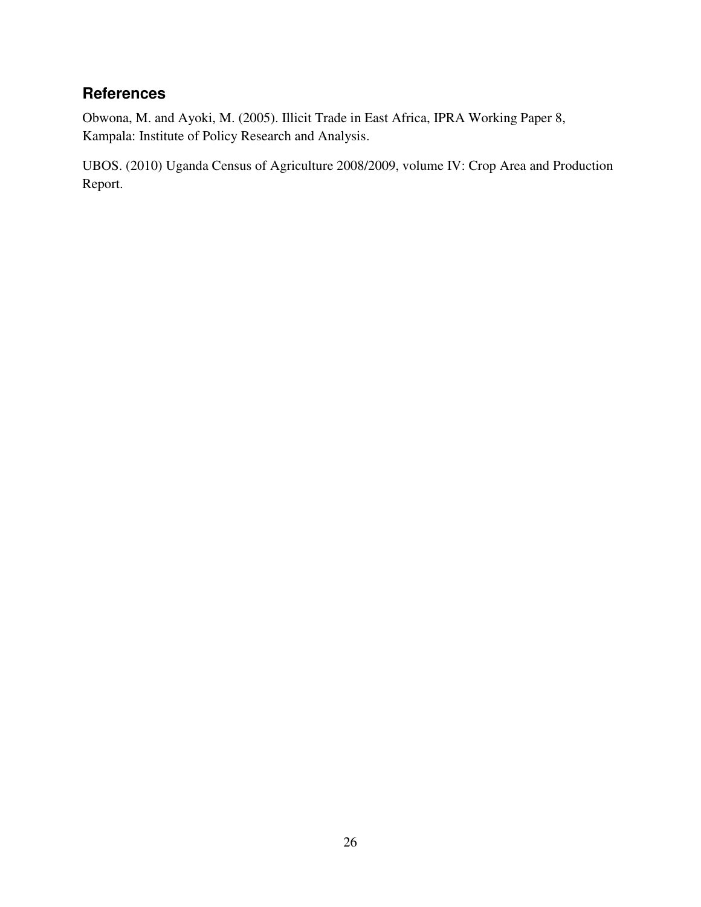## References

Obwona, M. and Ayoki, M. (2005). Illicit Trade in East Africa, IPRA Working Paper 8, Kampala: Institute of Policy Research and Analysis.

UBOS. (2010) Uganda Census of Agriculture 2008/2009, volume IV: Crop Area and Production Report.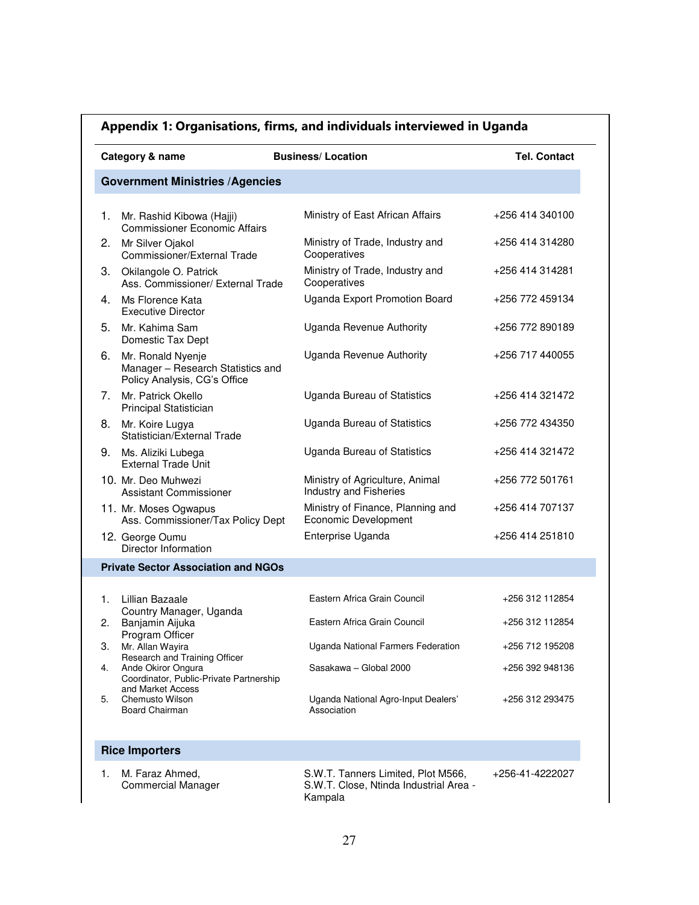## Appendix 1: Organisations, firms, and individuals interviewed in Uganda

| Category & name | Business/ Location | Tel. Contact |
|---|---|---|
| **Government Ministries /Agencies** | | |
| 1. Mr. Rashid Kibowa (Hajji) Commissioner Economic Affairs | Ministry of East African Affairs | +256 414 340100 |
| 2. Mr Silver Ojakol Commissioner/External Trade | Ministry of Trade, Industry and Cooperatives | +256 414 314280 |
| 3. Okilangole O. Patrick Ass. Commissioner/ External Trade | Ministry of Trade, Industry and Cooperatives | +256 414 314281 |
| 4. Ms Florence Kata Executive Director | Uganda Export Promotion Board | +256 772 459134 |
| 5. Mr. Kahima Sam Domestic Tax Dept | Uganda Revenue Authority | +256 772 890189 |
| 6. Mr. Ronald Nyenje Manager – Research Statistics and Policy Analysis, CG's Office | Uganda Revenue Authority | +256 717 440055 |
| 7. Mr. Patrick Okello Principal Statistician | Uganda Bureau of Statistics | +256 414 321472 |
| 8. Mr. Koire Lugya Statistician/External Trade | Uganda Bureau of Statistics | +256 772 434350 |
| 9. Ms. Aliziki Lubega External Trade Unit | Uganda Bureau of Statistics | +256 414 321472 |
| 10. Mr. Deo Muhwezi Assistant Commissioner | Ministry of Agriculture, Animal Industry and Fisheries | +256 772 501761 |
| 11. Mr. Moses Ogwapus Ass. Commissioner/Tax Policy Dept | Ministry of Finance, Planning and Economic Development | +256 414 707137 |
| 12. George Oumu Director Information | Enterprise Uganda | +256 414 251810 |
| **Private Sector Association and NGOs** | | |
| 1. Lillian Bazaale Country Manager, Uganda | Eastern Africa Grain Council | +256 312 112854 |
| 2. Banjamin Aijuka Program Officer | Eastern Africa Grain Council | +256 312 112854 |
| 3. Mr. Allan Wayira Research and Training Officer | Uganda National Farmers Federation | +256 712 195208 |
| 4. Ande Okiror Ongura Coordinator, Public-Private Partnership and Market Access | Sasakawa – Global 2000 | +256 392 948136 |
| 5. Chemusto Wilson Board Chairman | Uganda National Agro-Input Dealers' Association | +256 312 293475 |
| **Rice Importers** | | |
| 1. M. Faraz Ahmed, Commercial Manager | S.W.T. Tanners Limited, Plot M566, S.W.T. Close, Ntinda Industrial Area - Kampala | +256-41-4222027 |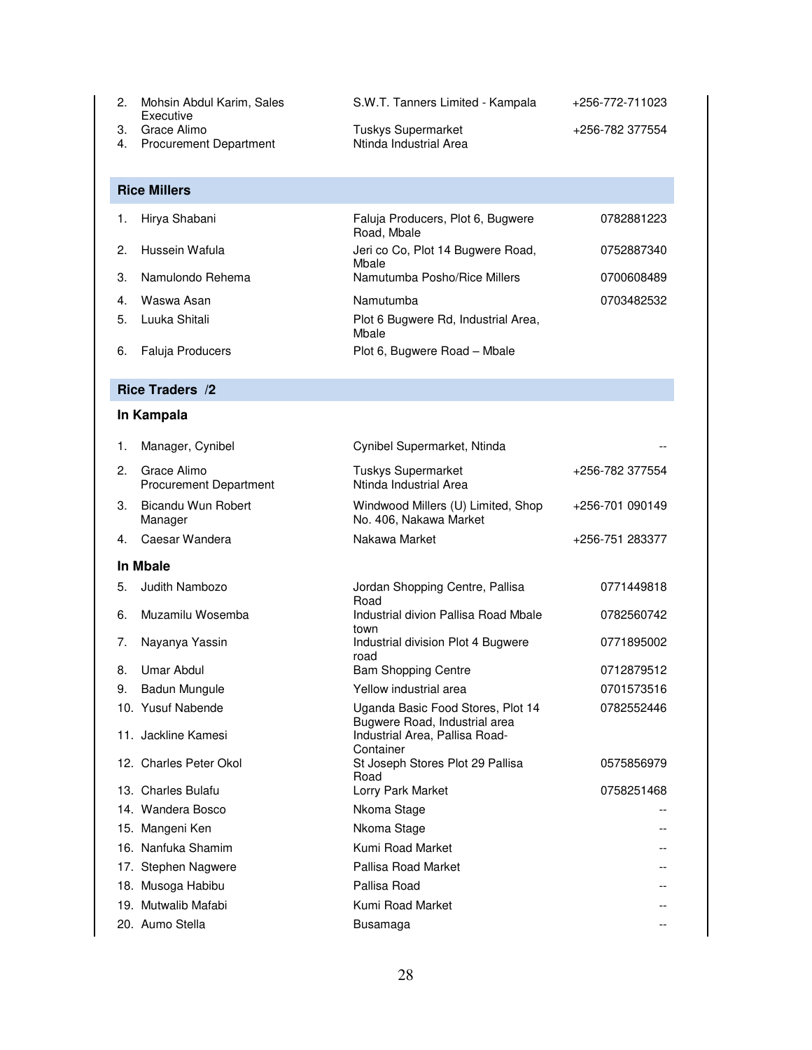| | | | |
|---|---|---|---|
| 2. | Mohsin Abdul Karim, Sales Executive | S.W.T. Tanners Limited - Kampala | +256-772-711023 |
| 3. | Grace Alimo | Tuskys Supermarket | +256-782 377554 |
| 4. | Procurement Department | Ntinda Industrial Area | |

## Rice Millers

| | | | |
|---|---|---|---|
| 1. | Hirya Shabani | Faluja Producers, Plot 6, Bugwere Road, Mbale | 0782881223 |
| 2. | Hussein Wafula | Jeri co Co, Plot 14 Bugwere Road, Mbale | 0752887340 |
| 3. | Namulondo Rehema | Namutumba Posho/Rice Millers | 0700608489 |
| 4. | Waswa Asan | Namutumba | 0703482532 |
| 5. | Luuka Shitali | Plot 6 Bugwere Rd, Industrial Area, Mbale | |
| 6. | Faluja Producers | Plot 6, Bugwere Road – Mbale | |

## Rice Traders /2

### In Kampala

| | | | |
|---|---|---|---|
| 1. | Manager, Cynibel | Cynibel Supermarket, Ntinda | -- |
| 2. | Grace Alimo<br>Procurement Department | Tuskys Supermarket<br>Ntinda Industrial Area | +256-782 377554 |
| 3. | Bicandu Wun Robert<br>Manager | Windwood Millers (U) Limited, Shop No. 406, Nakawa Market | +256-701 090149 |
| 4. | Caesar Wandera | Nakawa Market | +256-751 283377 |

### In Mbale

| | | | |
|---|---|---|---|
| 5. | Judith Nambozo | Jordan Shopping Centre, Pallisa Road | 0771449818 |
| 6. | Muzamilu Wosemba | Industrial divion Pallisa Road Mbale town | 0782560742 |
| 7. | Nayanya Yassin | Industrial division Plot 4 Bugwere road | 0771895002 |
| 8. | Umar Abdul | Bam Shopping Centre | 0712879512 |
| 9. | Badun Mungule | Yellow industrial area | 0701573516 |
| 10. | Yusuf Nabende | Uganda Basic Food Stores, Plot 14 Bugwere Road, Industrial area | 0782552446 |
| 11. | Jackline Kamesi | Industrial Area, Pallisa Road-Container | |
| 12. | Charles Peter Okol | St Joseph Stores Plot 29 Pallisa Road | 0575856979 |
| 13. | Charles Bulafu | Lorry Park Market | 0758251468 |
| 14. | Wandera Bosco | Nkoma Stage | -- |
| 15. | Mangeni Ken | Nkoma Stage | -- |
| 16. | Nanfuka Shamim | Kumi Road Market | -- |
| 17. | Stephen Nagwere | Pallisa Road Market | -- |
| 18. | Musoga Habibu | Pallisa Road | -- |
| 19. | Mutwalib Mafabi | Kumi Road Market | -- |
| 20. | Aumo Stella | Busamaga | -- |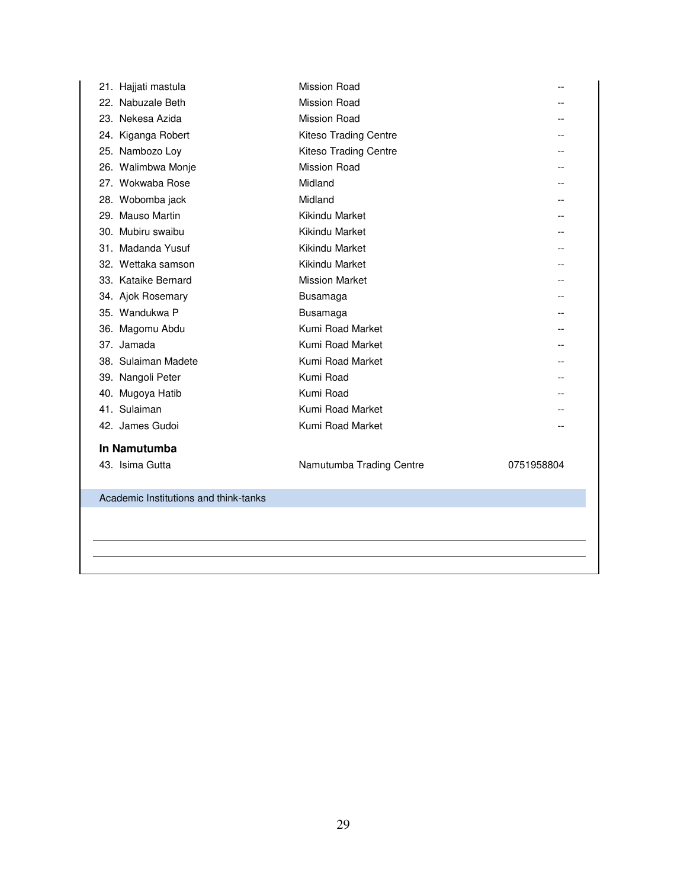| | | |
|---|---|---|
| 21. Hajjati mastula | Mission Road | -- |
| 22. Nabuzale Beth | Mission Road | -- |
| 23. Nekesa Azida | Mission Road | -- |
| 24. Kiganga Robert | Kiteso Trading Centre | -- |
| 25. Nambozo Loy | Kiteso Trading Centre | -- |
| 26. Walimbwa Monje | Mission Road | -- |
| 27. Wokwaba Rose | Midland | -- |
| 28. Wobomba jack | Midland | -- |
| 29. Mauso Martin | Kikindu Market | -- |
| 30. Mubiru swaibu | Kikindu Market | -- |
| 31. Madanda Yusuf | Kikindu Market | -- |
| 32. Wettaka samson | Kikindu Market | -- |
| 33. Kataike Bernard | Mission Market | -- |
| 34. Ajok Rosemary | Busamaga | -- |
| 35. Wandukwa P | Busamaga | -- |
| 36. Magomu Abdu | Kumi Road Market | -- |
| 37. Jamada | Kumi Road Market | -- |
| 38. Sulaiman Madete | Kumi Road Market | -- |
| 39. Nangoli Peter | Kumi Road | -- |
| 40. Mugoya Hatib | Kumi Road | -- |
| 41. Sulaiman | Kumi Road Market | -- |
| 42. James Gudoi | Kumi Road Market | -- |
| **In Namutumba** | | |
| 43. Isima Gutta | Namutumba Trading Centre | 0751958804 |

Academic Institutions and think-tanks